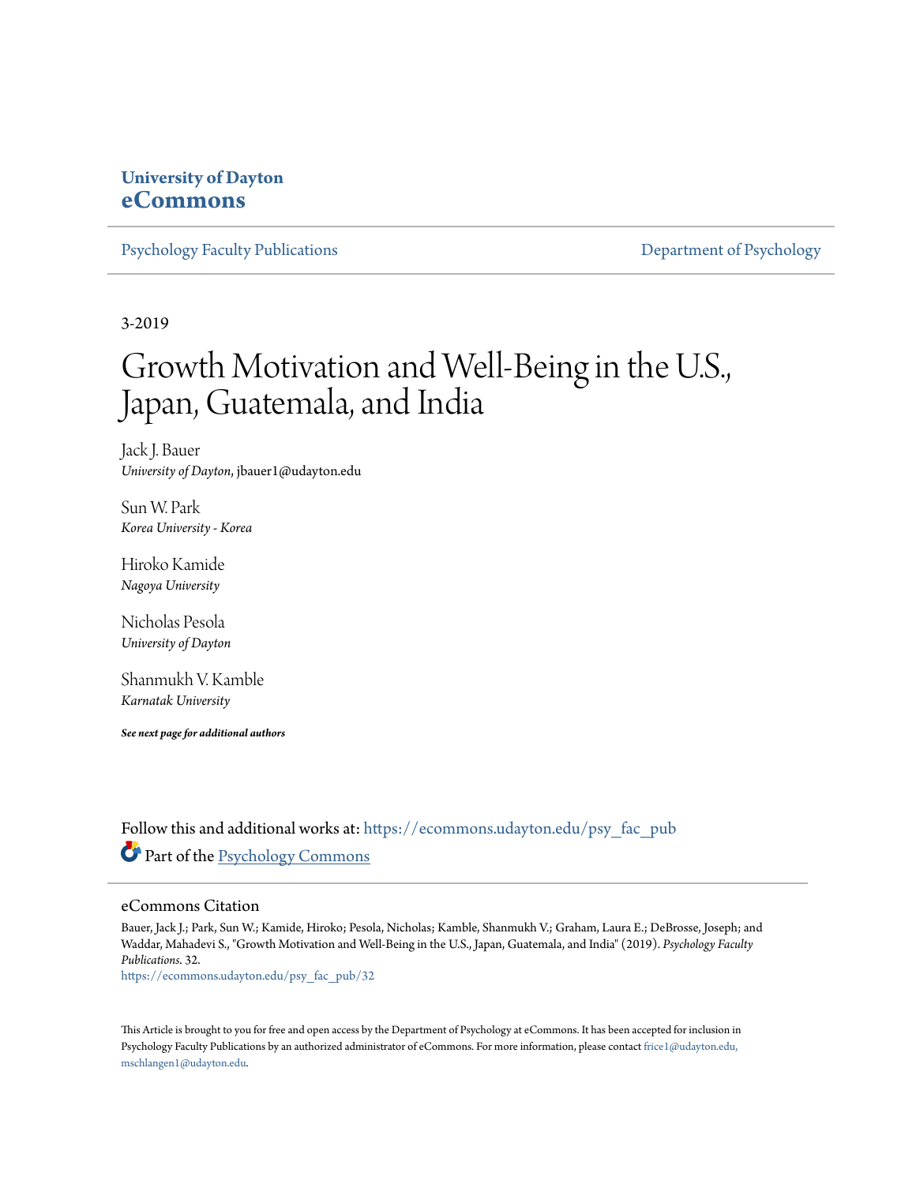**University of Dayton**
**eCommons**

Psychology Faculty Publications | Department of Psychology

---

3-2019

# Growth Motivation and Well-Being in the U.S., Japan, Guatemala, and India

Jack J. Bauer
*University of Dayton*, jbauer1@udayton.edu

Sun W. Park
*Korea University - Korea*

Hiroko Kamide
*Nagoya University*

Nicholas Pesola
*University of Dayton*

Shanmukh V. Kamble
*Karnatak University*

***See next page for additional authors***

Follow this and additional works at: https://ecommons.udayton.edu/psy_fac_pub

Part of the Psychology Commons

## eCommons Citation

Bauer, Jack J.; Park, Sun W.; Kamide, Hiroko; Pesola, Nicholas; Kamble, Shanmukh V.; Graham, Laura E.; DeBrosse, Joseph; and Waddar, Mahadevi S., "Growth Motivation and Well-Being in the U.S., Japan, Guatemala, and India" (2019). *Psychology Faculty Publications*. 32.
https://ecommons.udayton.edu/psy_fac_pub/32

This Article is brought to you for free and open access by the Department of Psychology at eCommons. It has been accepted for inclusion in Psychology Faculty Publications by an authorized administrator of eCommons. For more information, please contact frice1@udayton.edu, mschlangen1@udayton.edu.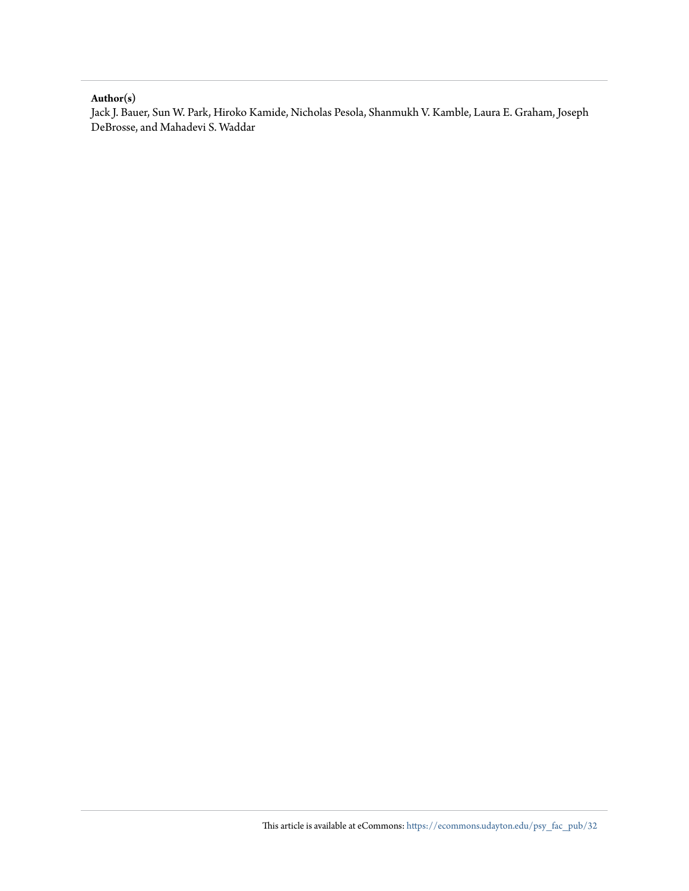**Author(s)**

Jack J. Bauer, Sun W. Park, Hiroko Kamide, Nicholas Pesola, Shanmukh V. Kamble, Laura E. Graham, Joseph DeBrosse, and Mahadevi S. Waddar

This article is available at eCommons: https://ecommons.udayton.edu/psy_fac_pub/32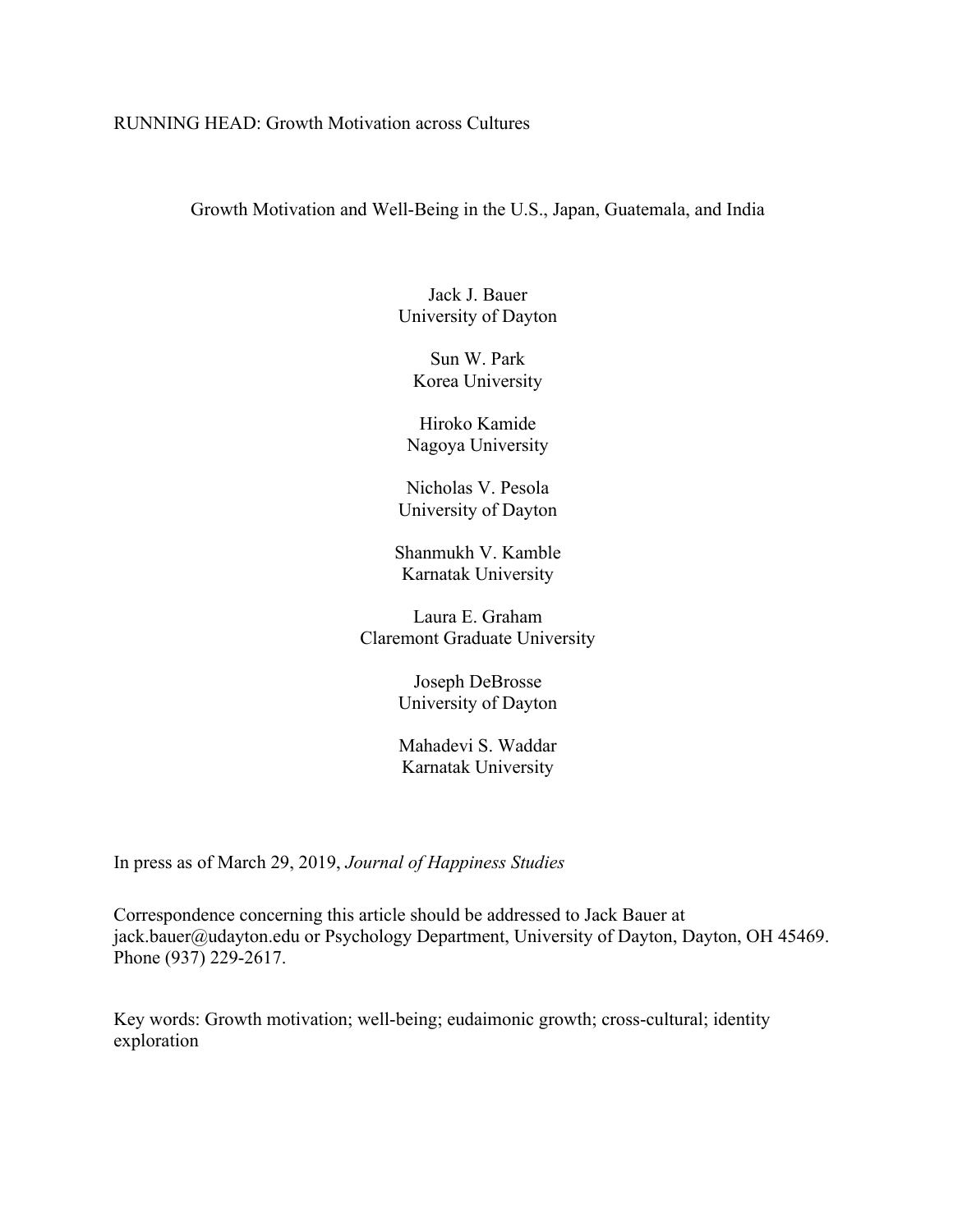RUNNING HEAD: Growth Motivation across Cultures

# Growth Motivation and Well-Being in the U.S., Japan, Guatemala, and India

Jack J. Bauer
University of Dayton

Sun W. Park
Korea University

Hiroko Kamide
Nagoya University

Nicholas V. Pesola
University of Dayton

Shanmukh V. Kamble
Karnatak University

Laura E. Graham
Claremont Graduate University

Joseph DeBrosse
University of Dayton

Mahadevi S. Waddar
Karnatak University

In press as of March 29, 2019, *Journal of Happiness Studies*

Correspondence concerning this article should be addressed to Jack Bauer at jack.bauer@udayton.edu or Psychology Department, University of Dayton, Dayton, OH 45469. Phone (937) 229-2617.

Key words: Growth motivation; well-being; eudaimonic growth; cross-cultural; identity exploration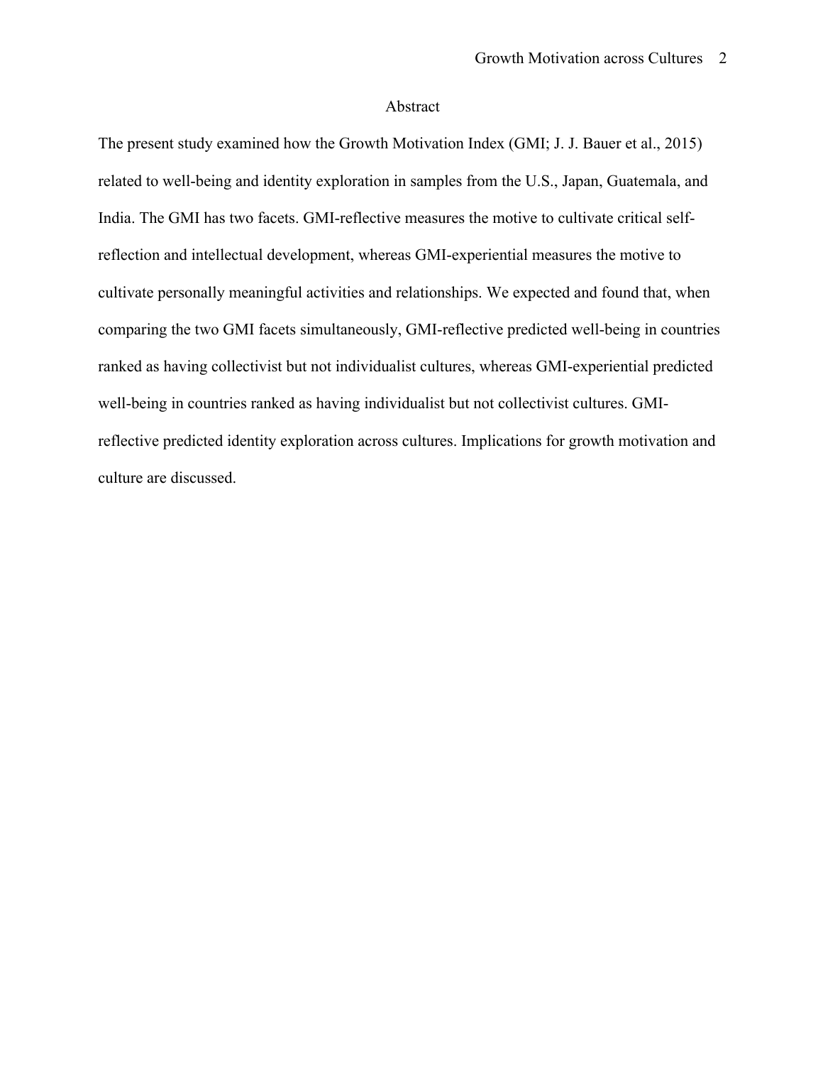# Abstract

The present study examined how the Growth Motivation Index (GMI; J. J. Bauer et al., 2015) related to well-being and identity exploration in samples from the U.S., Japan, Guatemala, and India. The GMI has two facets. GMI-reflective measures the motive to cultivate critical self-reflection and intellectual development, whereas GMI-experiential measures the motive to cultivate personally meaningful activities and relationships. We expected and found that, when comparing the two GMI facets simultaneously, GMI-reflective predicted well-being in countries ranked as having collectivist but not individualist cultures, whereas GMI-experiential predicted well-being in countries ranked as having individualist but not collectivist cultures. GMI-reflective predicted identity exploration across cultures. Implications for growth motivation and culture are discussed.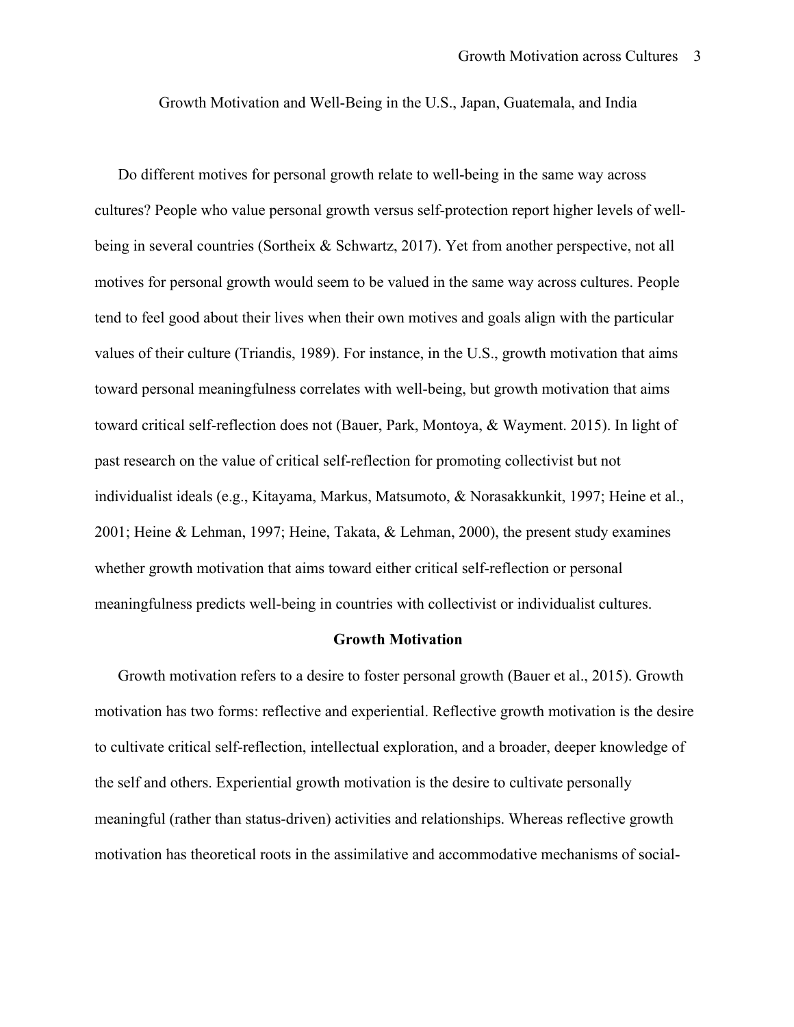## Growth Motivation and Well-Being in the U.S., Japan, Guatemala, and India

Do different motives for personal growth relate to well-being in the same way across cultures? People who value personal growth versus self-protection report higher levels of well-being in several countries (Sortheix & Schwartz, 2017). Yet from another perspective, not all motives for personal growth would seem to be valued in the same way across cultures. People tend to feel good about their lives when their own motives and goals align with the particular values of their culture (Triandis, 1989). For instance, in the U.S., growth motivation that aims toward personal meaningfulness correlates with well-being, but growth motivation that aims toward critical self-reflection does not (Bauer, Park, Montoya, & Wayment. 2015). In light of past research on the value of critical self-reflection for promoting collectivist but not individualist ideals (e.g., Kitayama, Markus, Matsumoto, & Norasakkunkit, 1997; Heine et al., 2001; Heine & Lehman, 1997; Heine, Takata, & Lehman, 2000), the present study examines whether growth motivation that aims toward either critical self-reflection or personal meaningfulness predicts well-being in countries with collectivist or individualist cultures.

### Growth Motivation

Growth motivation refers to a desire to foster personal growth (Bauer et al., 2015). Growth motivation has two forms: reflective and experiential. Reflective growth motivation is the desire to cultivate critical self-reflection, intellectual exploration, and a broader, deeper knowledge of the self and others. Experiential growth motivation is the desire to cultivate personally meaningful (rather than status-driven) activities and relationships. Whereas reflective growth motivation has theoretical roots in the assimilative and accommodative mechanisms of social-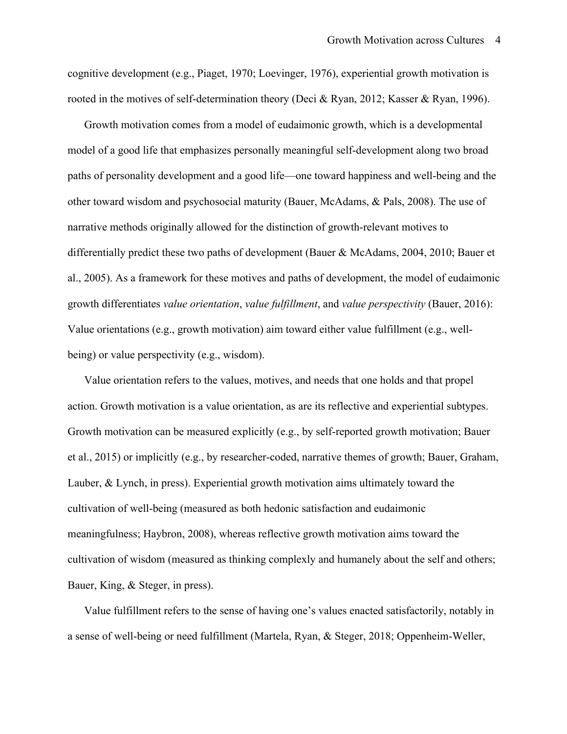cognitive development (e.g., Piaget, 1970; Loevinger, 1976), experiential growth motivation is rooted in the motives of self-determination theory (Deci & Ryan, 2012; Kasser & Ryan, 1996).

Growth motivation comes from a model of eudaimonic growth, which is a developmental model of a good life that emphasizes personally meaningful self-development along two broad paths of personality development and a good life—one toward happiness and well-being and the other toward wisdom and psychosocial maturity (Bauer, McAdams, & Pals, 2008). The use of narrative methods originally allowed for the distinction of growth-relevant motives to differentially predict these two paths of development (Bauer & McAdams, 2004, 2010; Bauer et al., 2005). As a framework for these motives and paths of development, the model of eudaimonic growth differentiates *value orientation*, *value fulfillment*, and *value perspectivity* (Bauer, 2016): Value orientations (e.g., growth motivation) aim toward either value fulfillment (e.g., well-being) or value perspectivity (e.g., wisdom).

Value orientation refers to the values, motives, and needs that one holds and that propel action. Growth motivation is a value orientation, as are its reflective and experiential subtypes. Growth motivation can be measured explicitly (e.g., by self-reported growth motivation; Bauer et al., 2015) or implicitly (e.g., by researcher-coded, narrative themes of growth; Bauer, Graham, Lauber, & Lynch, in press). Experiential growth motivation aims ultimately toward the cultivation of well-being (measured as both hedonic satisfaction and eudaimonic meaningfulness; Haybron, 2008), whereas reflective growth motivation aims toward the cultivation of wisdom (measured as thinking complexly and humanely about the self and others; Bauer, King, & Steger, in press).

Value fulfillment refers to the sense of having one's values enacted satisfactorily, notably in a sense of well-being or need fulfillment (Martela, Ryan, & Steger, 2018; Oppenheim-Weller,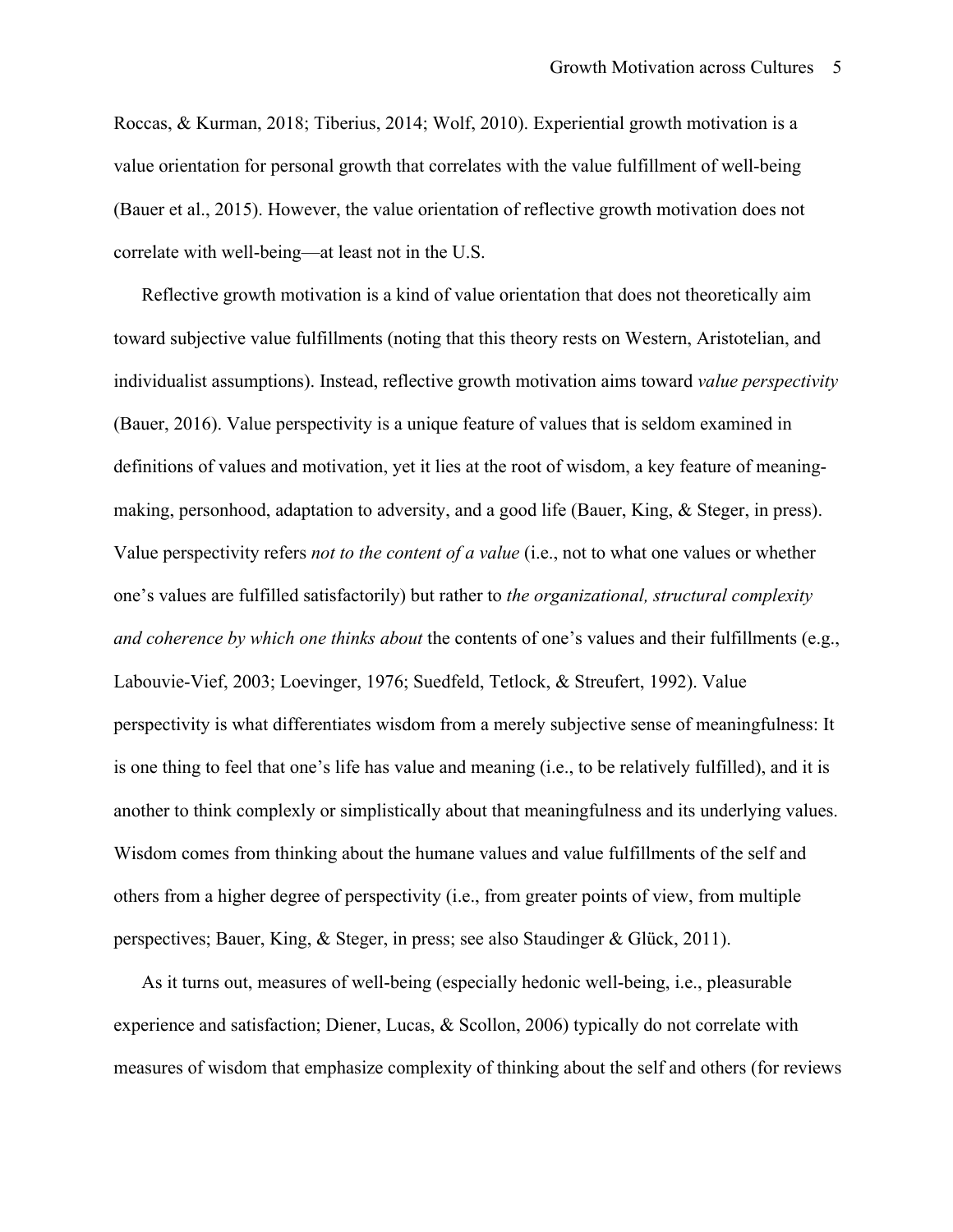Roccas, & Kurman, 2018; Tiberius, 2014; Wolf, 2010). Experiential growth motivation is a value orientation for personal growth that correlates with the value fulfillment of well-being (Bauer et al., 2015). However, the value orientation of reflective growth motivation does not correlate with well-being—at least not in the U.S.

Reflective growth motivation is a kind of value orientation that does not theoretically aim toward subjective value fulfillments (noting that this theory rests on Western, Aristotelian, and individualist assumptions). Instead, reflective growth motivation aims toward *value perspectivity* (Bauer, 2016). Value perspectivity is a unique feature of values that is seldom examined in definitions of values and motivation, yet it lies at the root of wisdom, a key feature of meaning-making, personhood, adaptation to adversity, and a good life (Bauer, King, & Steger, in press). Value perspectivity refers *not to the content of a value* (i.e., not to what one values or whether one's values are fulfilled satisfactorily) but rather to *the organizational, structural complexity and coherence by which one thinks about* the contents of one's values and their fulfillments (e.g., Labouvie-Vief, 2003; Loevinger, 1976; Suedfeld, Tetlock, & Streufert, 1992). Value perspectivity is what differentiates wisdom from a merely subjective sense of meaningfulness: It is one thing to feel that one's life has value and meaning (i.e., to be relatively fulfilled), and it is another to think complexly or simplistically about that meaningfulness and its underlying values. Wisdom comes from thinking about the humane values and value fulfillments of the self and others from a higher degree of perspectivity (i.e., from greater points of view, from multiple perspectives; Bauer, King, & Steger, in press; see also Staudinger & Glück, 2011).

As it turns out, measures of well-being (especially hedonic well-being, i.e., pleasurable experience and satisfaction; Diener, Lucas, & Scollon, 2006) typically do not correlate with measures of wisdom that emphasize complexity of thinking about the self and others (for reviews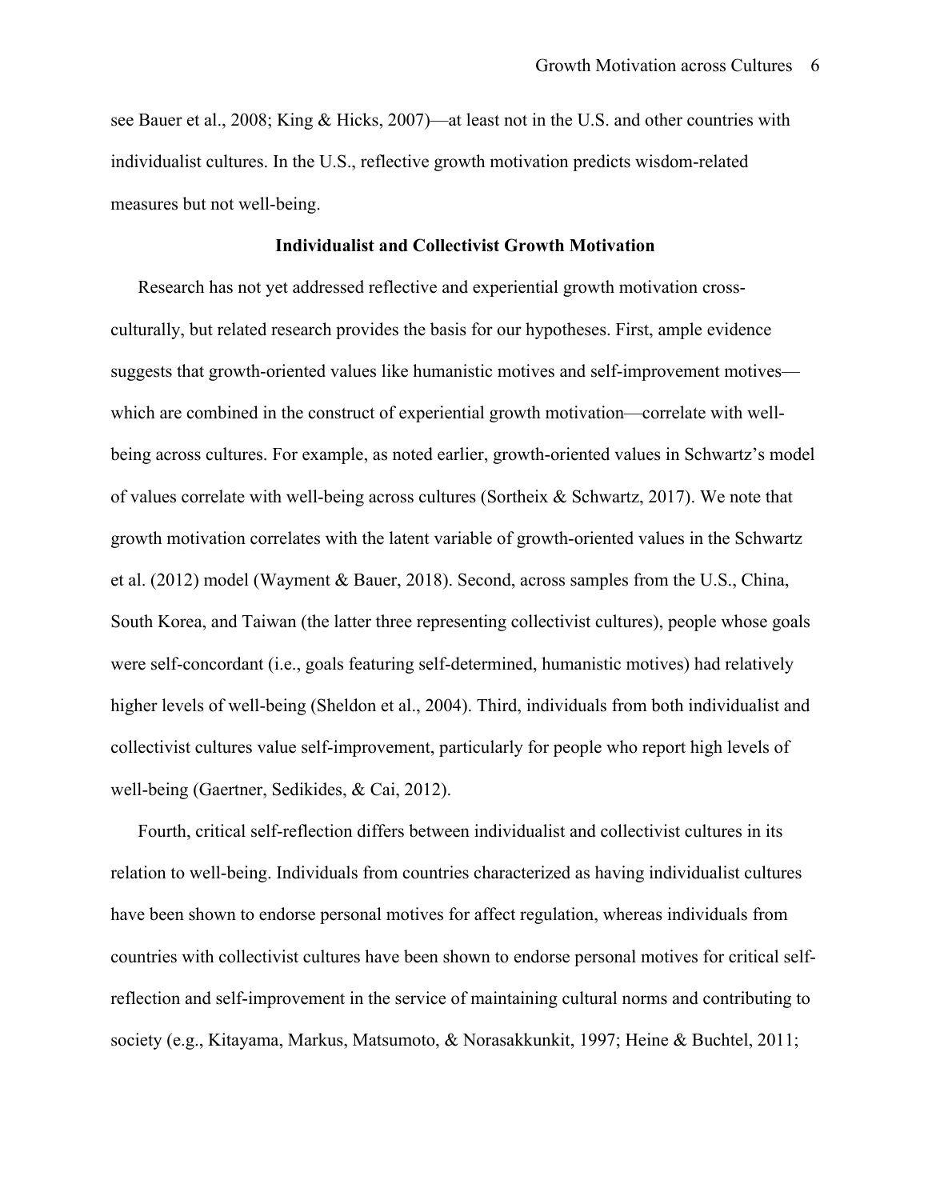see Bauer et al., 2008; King & Hicks, 2007)—at least not in the U.S. and other countries with individualist cultures. In the U.S., reflective growth motivation predicts wisdom-related measures but not well-being.

## Individualist and Collectivist Growth Motivation

Research has not yet addressed reflective and experiential growth motivation cross-culturally, but related research provides the basis for our hypotheses. First, ample evidence suggests that growth-oriented values like humanistic motives and self-improvement motives—which are combined in the construct of experiential growth motivation—correlate with well-being across cultures. For example, as noted earlier, growth-oriented values in Schwartz's model of values correlate with well-being across cultures (Sortheix & Schwartz, 2017). We note that growth motivation correlates with the latent variable of growth-oriented values in the Schwartz et al. (2012) model (Wayment & Bauer, 2018). Second, across samples from the U.S., China, South Korea, and Taiwan (the latter three representing collectivist cultures), people whose goals were self-concordant (i.e., goals featuring self-determined, humanistic motives) had relatively higher levels of well-being (Sheldon et al., 2004). Third, individuals from both individualist and collectivist cultures value self-improvement, particularly for people who report high levels of well-being (Gaertner, Sedikides, & Cai, 2012).

Fourth, critical self-reflection differs between individualist and collectivist cultures in its relation to well-being. Individuals from countries characterized as having individualist cultures have been shown to endorse personal motives for affect regulation, whereas individuals from countries with collectivist cultures have been shown to endorse personal motives for critical self-reflection and self-improvement in the service of maintaining cultural norms and contributing to society (e.g., Kitayama, Markus, Matsumoto, & Norasakkunkit, 1997; Heine & Buchtel, 2011;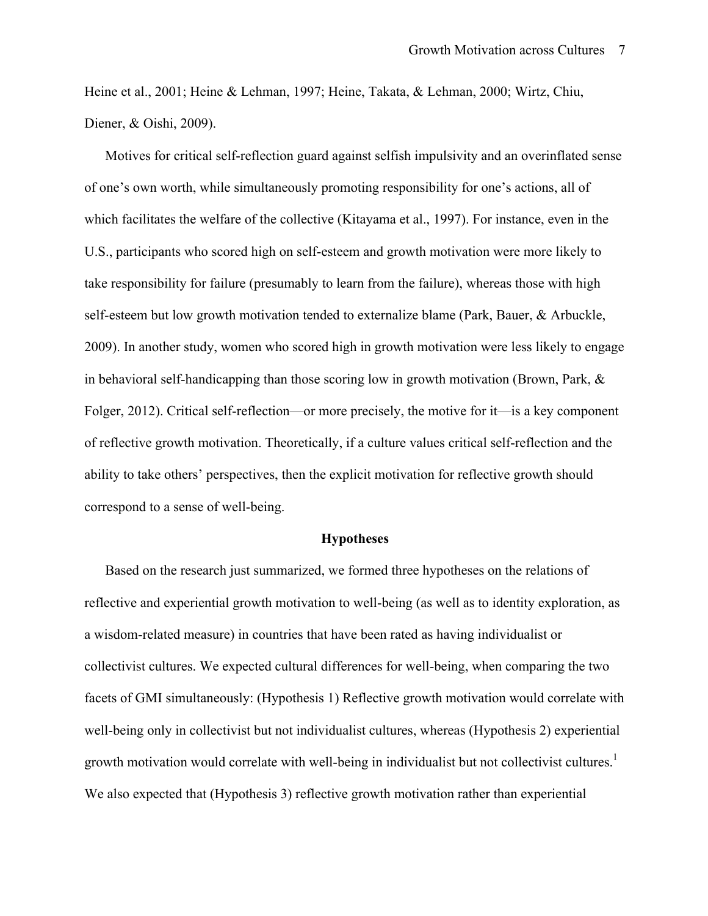Heine et al., 2001; Heine & Lehman, 1997; Heine, Takata, & Lehman, 2000; Wirtz, Chiu, Diener, & Oishi, 2009).

Motives for critical self-reflection guard against selfish impulsivity and an overinflated sense of one's own worth, while simultaneously promoting responsibility for one's actions, all of which facilitates the welfare of the collective (Kitayama et al., 1997). For instance, even in the U.S., participants who scored high on self-esteem and growth motivation were more likely to take responsibility for failure (presumably to learn from the failure), whereas those with high self-esteem but low growth motivation tended to externalize blame (Park, Bauer, & Arbuckle, 2009). In another study, women who scored high in growth motivation were less likely to engage in behavioral self-handicapping than those scoring low in growth motivation (Brown, Park, & Folger, 2012). Critical self-reflection—or more precisely, the motive for it—is a key component of reflective growth motivation. Theoretically, if a culture values critical self-reflection and the ability to take others' perspectives, then the explicit motivation for reflective growth should correspond to a sense of well-being.

## Hypotheses

Based on the research just summarized, we formed three hypotheses on the relations of reflective and experiential growth motivation to well-being (as well as to identity exploration, as a wisdom-related measure) in countries that have been rated as having individualist or collectivist cultures. We expected cultural differences for well-being, when comparing the two facets of GMI simultaneously: (Hypothesis 1) Reflective growth motivation would correlate with well-being only in collectivist but not individualist cultures, whereas (Hypothesis 2) experiential growth motivation would correlate with well-being in individualist but not collectivist cultures.[1] We also expected that (Hypothesis 3) reflective growth motivation rather than experiential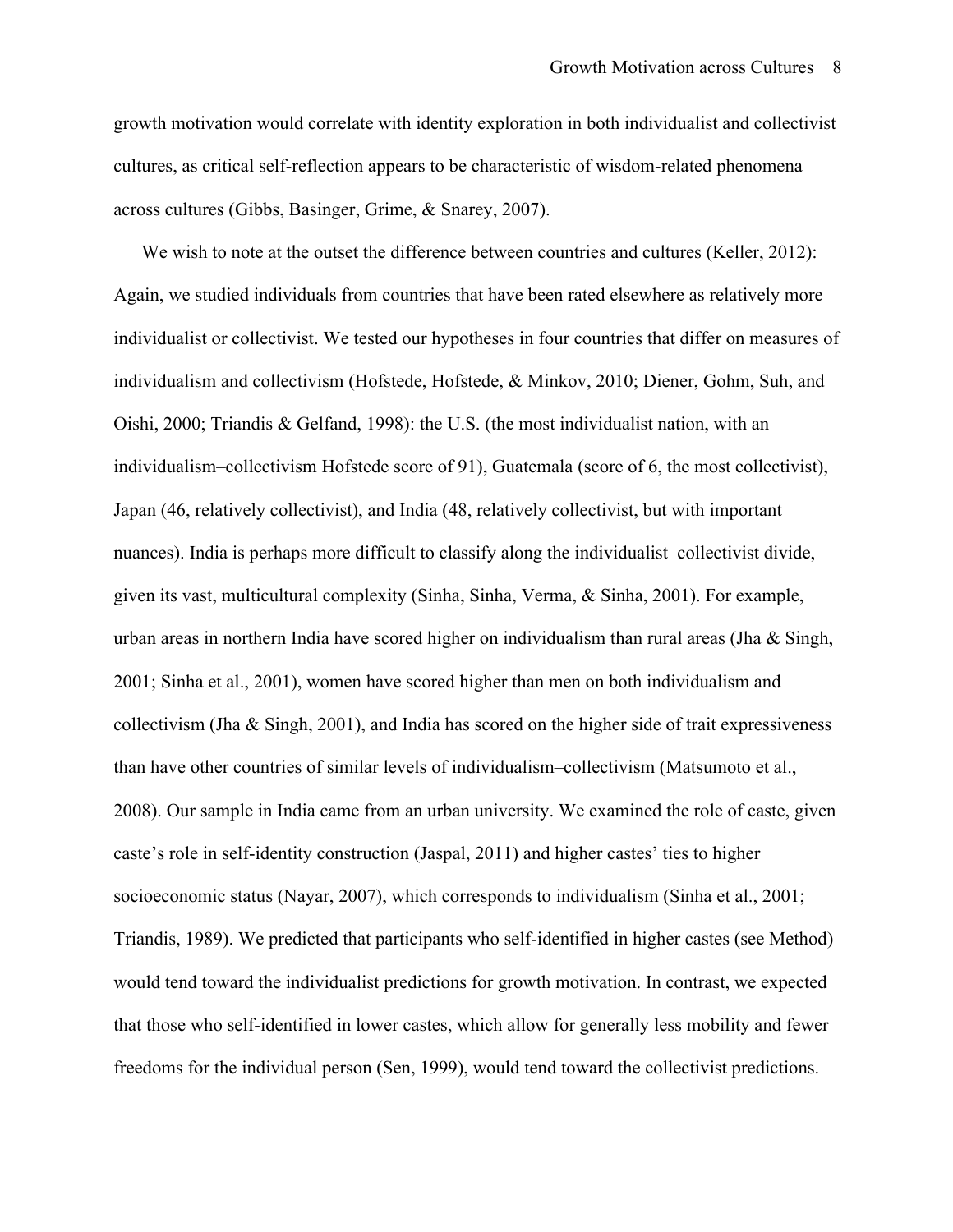growth motivation would correlate with identity exploration in both individualist and collectivist cultures, as critical self-reflection appears to be characteristic of wisdom-related phenomena across cultures (Gibbs, Basinger, Grime, & Snarey, 2007).

We wish to note at the outset the difference between countries and cultures (Keller, 2012): Again, we studied individuals from countries that have been rated elsewhere as relatively more individualist or collectivist. We tested our hypotheses in four countries that differ on measures of individualism and collectivism (Hofstede, Hofstede, & Minkov, 2010; Diener, Gohm, Suh, and Oishi, 2000; Triandis & Gelfand, 1998): the U.S. (the most individualist nation, with an individualism–collectivism Hofstede score of 91), Guatemala (score of 6, the most collectivist), Japan (46, relatively collectivist), and India (48, relatively collectivist, but with important nuances). India is perhaps more difficult to classify along the individualist–collectivist divide, given its vast, multicultural complexity (Sinha, Sinha, Verma, & Sinha, 2001). For example, urban areas in northern India have scored higher on individualism than rural areas (Jha & Singh, 2001; Sinha et al., 2001), women have scored higher than men on both individualism and collectivism (Jha & Singh, 2001), and India has scored on the higher side of trait expressiveness than have other countries of similar levels of individualism–collectivism (Matsumoto et al., 2008). Our sample in India came from an urban university. We examined the role of caste, given caste's role in self-identity construction (Jaspal, 2011) and higher castes' ties to higher socioeconomic status (Nayar, 2007), which corresponds to individualism (Sinha et al., 2001; Triandis, 1989). We predicted that participants who self-identified in higher castes (see Method) would tend toward the individualist predictions for growth motivation. In contrast, we expected that those who self-identified in lower castes, which allow for generally less mobility and fewer freedoms for the individual person (Sen, 1999), would tend toward the collectivist predictions.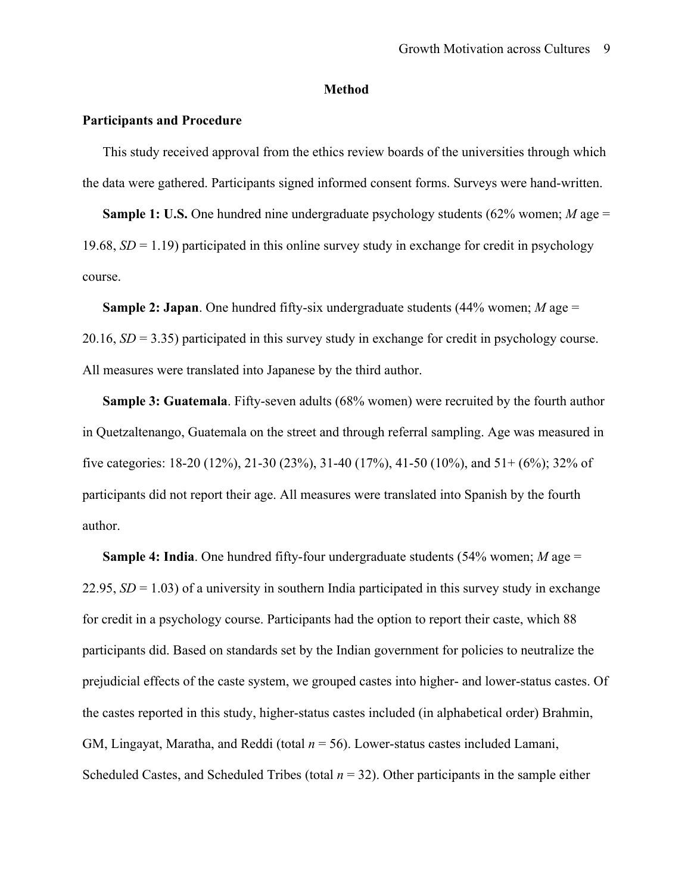# Method

## Participants and Procedure

This study received approval from the ethics review boards of the universities through which the data were gathered. Participants signed informed consent forms. Surveys were hand-written.

**Sample 1: U.S.** One hundred nine undergraduate psychology students (62% women; *M* age = 19.68, *SD* = 1.19) participated in this online survey study in exchange for credit in psychology course.

**Sample 2: Japan**. One hundred fifty-six undergraduate students (44% women; *M* age = 20.16, *SD* = 3.35) participated in this survey study in exchange for credit in psychology course. All measures were translated into Japanese by the third author.

**Sample 3: Guatemala**. Fifty-seven adults (68% women) were recruited by the fourth author in Quetzaltenango, Guatemala on the street and through referral sampling. Age was measured in five categories: 18-20 (12%), 21-30 (23%), 31-40 (17%), 41-50 (10%), and 51+ (6%); 32% of participants did not report their age. All measures were translated into Spanish by the fourth author.

**Sample 4: India**. One hundred fifty-four undergraduate students (54% women; *M* age = 22.95, *SD* = 1.03) of a university in southern India participated in this survey study in exchange for credit in a psychology course. Participants had the option to report their caste, which 88 participants did. Based on standards set by the Indian government for policies to neutralize the prejudicial effects of the caste system, we grouped castes into higher- and lower-status castes. Of the castes reported in this study, higher-status castes included (in alphabetical order) Brahmin, GM, Lingayat, Maratha, and Reddi (total *n* = 56). Lower-status castes included Lamani, Scheduled Castes, and Scheduled Tribes (total *n* = 32). Other participants in the sample either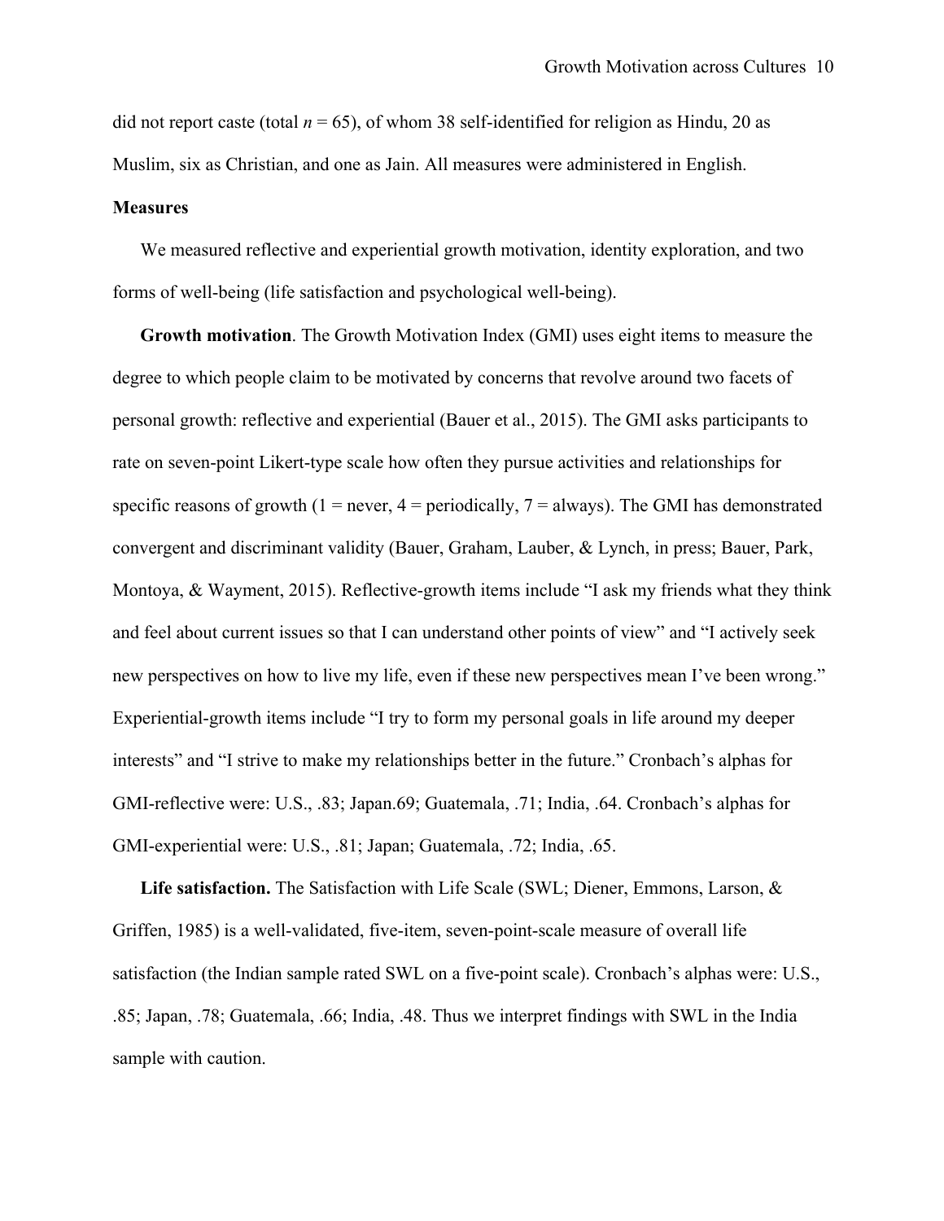did not report caste (total *n* = 65), of whom 38 self-identified for religion as Hindu, 20 as Muslim, six as Christian, and one as Jain. All measures were administered in English.

**Measures**

We measured reflective and experiential growth motivation, identity exploration, and two forms of well-being (life satisfaction and psychological well-being).

**Growth motivation**. The Growth Motivation Index (GMI) uses eight items to measure the degree to which people claim to be motivated by concerns that revolve around two facets of personal growth: reflective and experiential (Bauer et al., 2015). The GMI asks participants to rate on seven-point Likert-type scale how often they pursue activities and relationships for specific reasons of growth (1 = never, 4 = periodically, 7 = always). The GMI has demonstrated convergent and discriminant validity (Bauer, Graham, Lauber, & Lynch, in press; Bauer, Park, Montoya, & Wayment, 2015). Reflective-growth items include "I ask my friends what they think and feel about current issues so that I can understand other points of view" and "I actively seek new perspectives on how to live my life, even if these new perspectives mean I've been wrong." Experiential-growth items include "I try to form my personal goals in life around my deeper interests" and "I strive to make my relationships better in the future." Cronbach's alphas for GMI-reflective were: U.S., .83; Japan.69; Guatemala, .71; India, .64. Cronbach's alphas for GMI-experiential were: U.S., .81; Japan; Guatemala, .72; India, .65.

**Life satisfaction.** The Satisfaction with Life Scale (SWL; Diener, Emmons, Larson, & Griffen, 1985) is a well-validated, five-item, seven-point-scale measure of overall life satisfaction (the Indian sample rated SWL on a five-point scale). Cronbach's alphas were: U.S., .85; Japan, .78; Guatemala, .66; India, .48. Thus we interpret findings with SWL in the India sample with caution.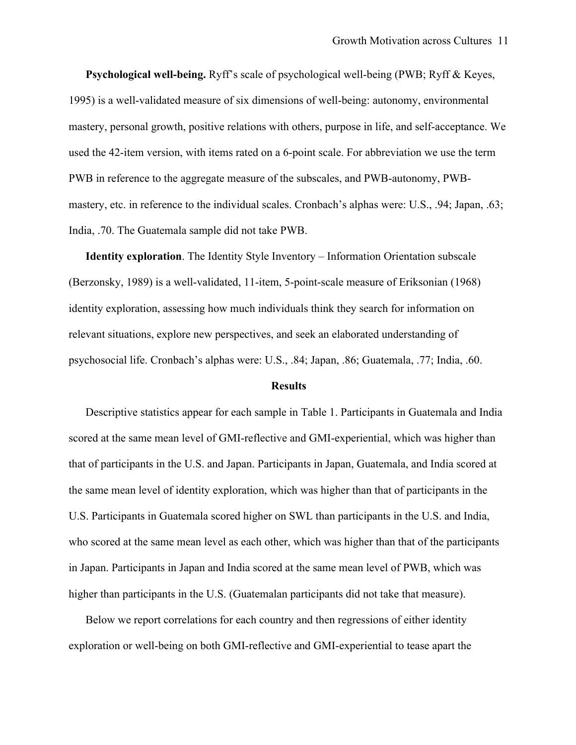**Psychological well-being.** Ryff's scale of psychological well-being (PWB; Ryff & Keyes, 1995) is a well-validated measure of six dimensions of well-being: autonomy, environmental mastery, personal growth, positive relations with others, purpose in life, and self-acceptance. We used the 42-item version, with items rated on a 6-point scale. For abbreviation we use the term PWB in reference to the aggregate measure of the subscales, and PWB-autonomy, PWB-mastery, etc. in reference to the individual scales. Cronbach's alphas were: U.S., .94; Japan, .63; India, .70. The Guatemala sample did not take PWB.

**Identity exploration**. The Identity Style Inventory – Information Orientation subscale (Berzonsky, 1989) is a well-validated, 11-item, 5-point-scale measure of Eriksonian (1968) identity exploration, assessing how much individuals think they search for information on relevant situations, explore new perspectives, and seek an elaborated understanding of psychosocial life. Cronbach's alphas were: U.S., .84; Japan, .86; Guatemala, .77; India, .60.

## Results

Descriptive statistics appear for each sample in Table 1. Participants in Guatemala and India scored at the same mean level of GMI-reflective and GMI-experiential, which was higher than that of participants in the U.S. and Japan. Participants in Japan, Guatemala, and India scored at the same mean level of identity exploration, which was higher than that of participants in the U.S. Participants in Guatemala scored higher on SWL than participants in the U.S. and India, who scored at the same mean level as each other, which was higher than that of the participants in Japan. Participants in Japan and India scored at the same mean level of PWB, which was higher than participants in the U.S. (Guatemalan participants did not take that measure).

Below we report correlations for each country and then regressions of either identity exploration or well-being on both GMI-reflective and GMI-experiential to tease apart the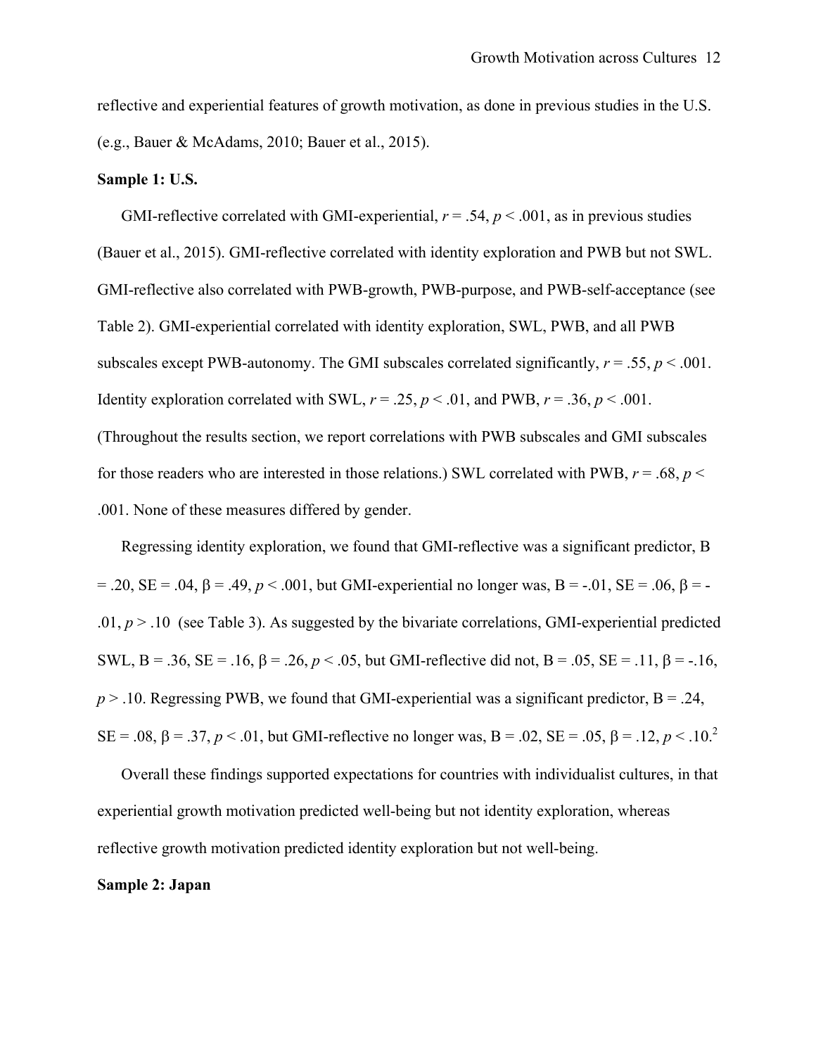reflective and experiential features of growth motivation, as done in previous studies in the U.S. (e.g., Bauer & McAdams, 2010; Bauer et al., 2015).

**Sample 1: U.S.**

GMI-reflective correlated with GMI-experiential, $r = .54$, $p < .001$, as in previous studies (Bauer et al., 2015). GMI-reflective correlated with identity exploration and PWB but not SWL. GMI-reflective also correlated with PWB-growth, PWB-purpose, and PWB-self-acceptance (see Table 2). GMI-experiential correlated with identity exploration, SWL, PWB, and all PWB subscales except PWB-autonomy. The GMI subscales correlated significantly, $r = .55$, $p < .001$. Identity exploration correlated with SWL, $r = .25$, $p < .01$, and PWB, $r = .36$, $p < .001$. (Throughout the results section, we report correlations with PWB subscales and GMI subscales for those readers who are interested in those relations.) SWL correlated with PWB, $r = .68$, $p < .001$. None of these measures differed by gender.

Regressing identity exploration, we found that GMI-reflective was a significant predictor, B = .20, SE = .04, $\beta = .49$, $p < .001$, but GMI-experiential no longer was, B = -.01, SE = .06, $\beta = -.01$, $p > .10$ (see Table 3). As suggested by the bivariate correlations, GMI-experiential predicted SWL, B = .36, SE = .16, $\beta = .26$, $p < .05$, but GMI-reflective did not, B = .05, SE = .11, $\beta = -.16$, $p > .10$. Regressing PWB, we found that GMI-experiential was a significant predictor, B = .24, SE = .08, $\beta = .37$, $p < .01$, but GMI-reflective no longer was, B = .02, SE = .05, $\beta = .12$, $p < .10$.[2]

Overall these findings supported expectations for countries with individualist cultures, in that experiential growth motivation predicted well-being but not identity exploration, whereas reflective growth motivation predicted identity exploration but not well-being.

**Sample 2: Japan**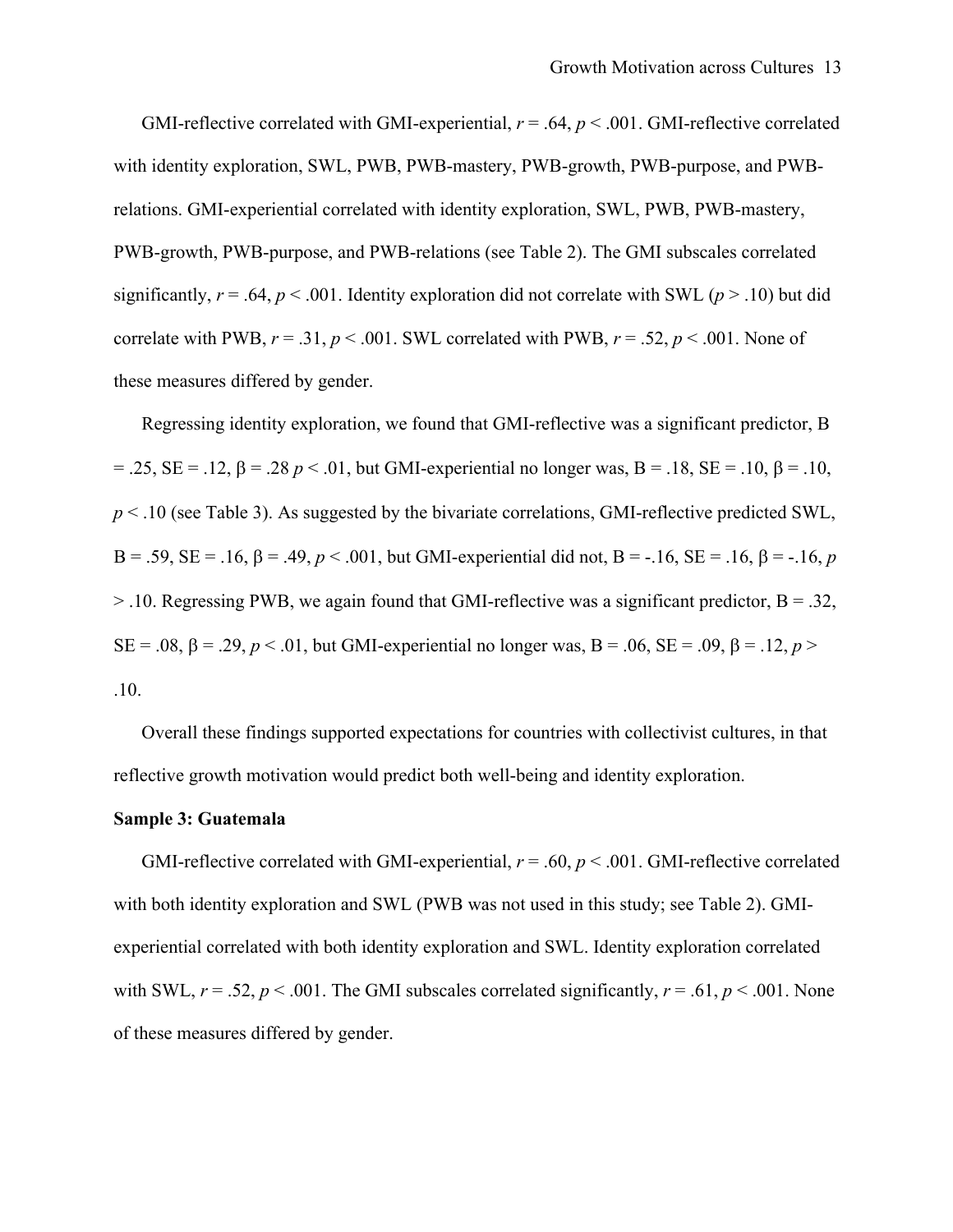GMI-reflective correlated with GMI-experiential, $r = .64$, $p < .001$. GMI-reflective correlated with identity exploration, SWL, PWB, PWB-mastery, PWB-growth, PWB-purpose, and PWB-relations. GMI-experiential correlated with identity exploration, SWL, PWB, PWB-mastery, PWB-growth, PWB-purpose, and PWB-relations (see Table 2). The GMI subscales correlated significantly, $r = .64$, $p < .001$. Identity exploration did not correlate with SWL ($p > .10$) but did correlate with PWB, $r = .31$, $p < .001$. SWL correlated with PWB, $r = .52$, $p < .001$. None of these measures differed by gender.

Regressing identity exploration, we found that GMI-reflective was a significant predictor, B = .25, SE = .12, $\beta = .28$ $p < .01$, but GMI-experiential no longer was, B = .18, SE = .10, $\beta = .10$, $p < .10$ (see Table 3). As suggested by the bivariate correlations, GMI-reflective predicted SWL, B = .59, SE = .16, $\beta = .49$, $p < .001$, but GMI-experiential did not, B = -.16, SE = .16, $\beta = -.16$, $p > .10$. Regressing PWB, we again found that GMI-reflective was a significant predictor, B = .32, SE = .08, $\beta = .29$, $p < .01$, but GMI-experiential no longer was, B = .06, SE = .09, $\beta = .12$, $p > .10$.

Overall these findings supported expectations for countries with collectivist cultures, in that reflective growth motivation would predict both well-being and identity exploration.

**Sample 3: Guatemala**

GMI-reflective correlated with GMI-experiential, $r = .60$, $p < .001$. GMI-reflective correlated with both identity exploration and SWL (PWB was not used in this study; see Table 2). GMI-experiential correlated with both identity exploration and SWL. Identity exploration correlated with SWL, $r = .52$, $p < .001$. The GMI subscales correlated significantly, $r = .61$, $p < .001$. None of these measures differed by gender.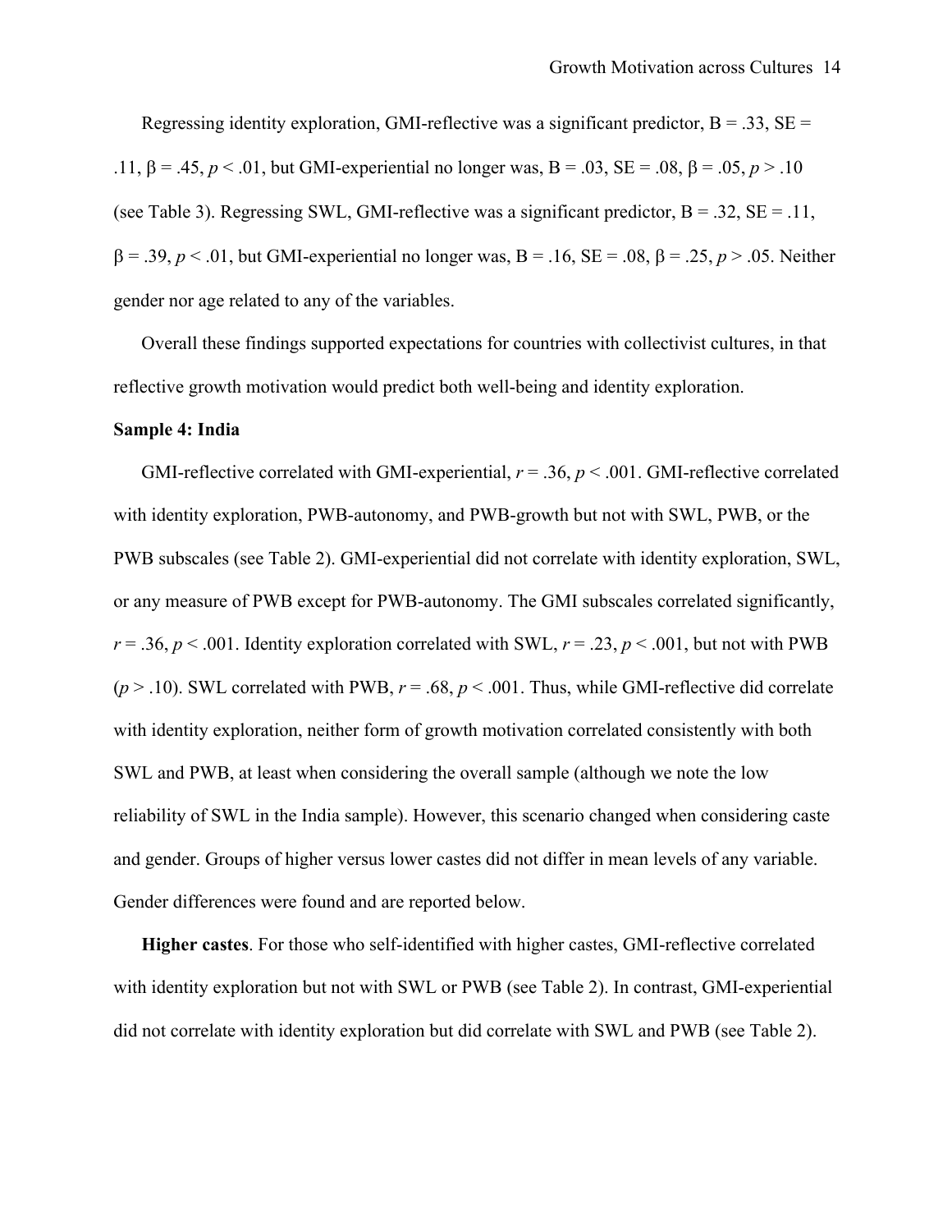Regressing identity exploration, GMI-reflective was a significant predictor, B = .33, SE = .11, $\beta = .45$, $p < .01$, but GMI-experiential no longer was, B = .03, SE = .08, $\beta = .05$, $p > .10$ (see Table 3). Regressing SWL, GMI-reflective was a significant predictor, B = .32, SE = .11, $\beta = .39$, $p < .01$, but GMI-experiential no longer was, B = .16, SE = .08, $\beta = .25$, $p > .05$. Neither gender nor age related to any of the variables.

Overall these findings supported expectations for countries with collectivist cultures, in that reflective growth motivation would predict both well-being and identity exploration.

**Sample 4: India**

GMI-reflective correlated with GMI-experiential, $r = .36$, $p < .001$. GMI-reflective correlated with identity exploration, PWB-autonomy, and PWB-growth but not with SWL, PWB, or the PWB subscales (see Table 2). GMI-experiential did not correlate with identity exploration, SWL, or any measure of PWB except for PWB-autonomy. The GMI subscales correlated significantly, $r = .36$, $p < .001$. Identity exploration correlated with SWL, $r = .23$, $p < .001$, but not with PWB ($p > .10$). SWL correlated with PWB, $r = .68$, $p < .001$. Thus, while GMI-reflective did correlate with identity exploration, neither form of growth motivation correlated consistently with both SWL and PWB, at least when considering the overall sample (although we note the low reliability of SWL in the India sample). However, this scenario changed when considering caste and gender. Groups of higher versus lower castes did not differ in mean levels of any variable. Gender differences were found and are reported below.

**Higher castes**. For those who self-identified with higher castes, GMI-reflective correlated with identity exploration but not with SWL or PWB (see Table 2). In contrast, GMI-experiential did not correlate with identity exploration but did correlate with SWL and PWB (see Table 2).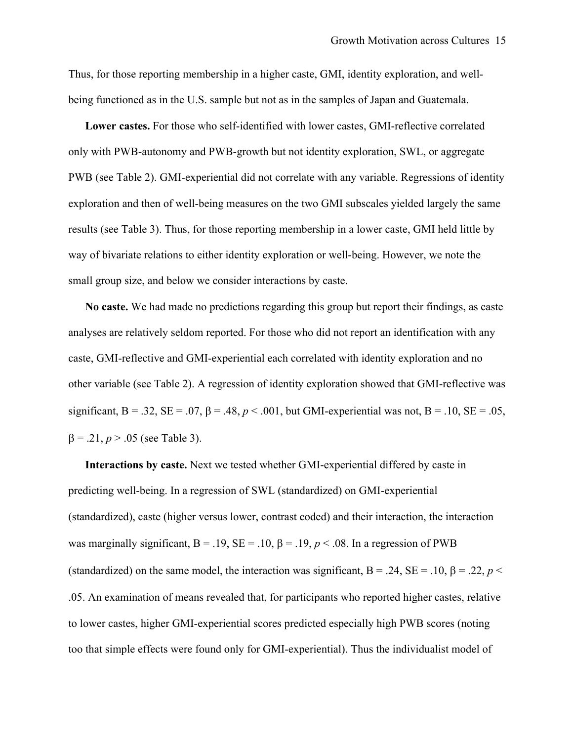Thus, for those reporting membership in a higher caste, GMI, identity exploration, and well-being functioned as in the U.S. sample but not as in the samples of Japan and Guatemala.

**Lower castes.** For those who self-identified with lower castes, GMI-reflective correlated only with PWB-autonomy and PWB-growth but not identity exploration, SWL, or aggregate PWB (see Table 2). GMI-experiential did not correlate with any variable. Regressions of identity exploration and then of well-being measures on the two GMI subscales yielded largely the same results (see Table 3). Thus, for those reporting membership in a lower caste, GMI held little by way of bivariate relations to either identity exploration or well-being. However, we note the small group size, and below we consider interactions by caste.

**No caste.** We had made no predictions regarding this group but report their findings, as caste analyses are relatively seldom reported. For those who did not report an identification with any caste, GMI-reflective and GMI-experiential each correlated with identity exploration and no other variable (see Table 2). A regression of identity exploration showed that GMI-reflective was significant, B = .32, SE = .07, $\beta$ = .48, $p < .001$, but GMI-experiential was not, B = .10, SE = .05, $\beta$ = .21, $p > .05$ (see Table 3).

**Interactions by caste.** Next we tested whether GMI-experiential differed by caste in predicting well-being. In a regression of SWL (standardized) on GMI-experiential (standardized), caste (higher versus lower, contrast coded) and their interaction, the interaction was marginally significant, B = .19, SE = .10, $\beta$ = .19, $p < .08$. In a regression of PWB (standardized) on the same model, the interaction was significant, B = .24, SE = .10, $\beta$ = .22, $p < .05$. An examination of means revealed that, for participants who reported higher castes, relative to lower castes, higher GMI-experiential scores predicted especially high PWB scores (noting too that simple effects were found only for GMI-experiential). Thus the individualist model of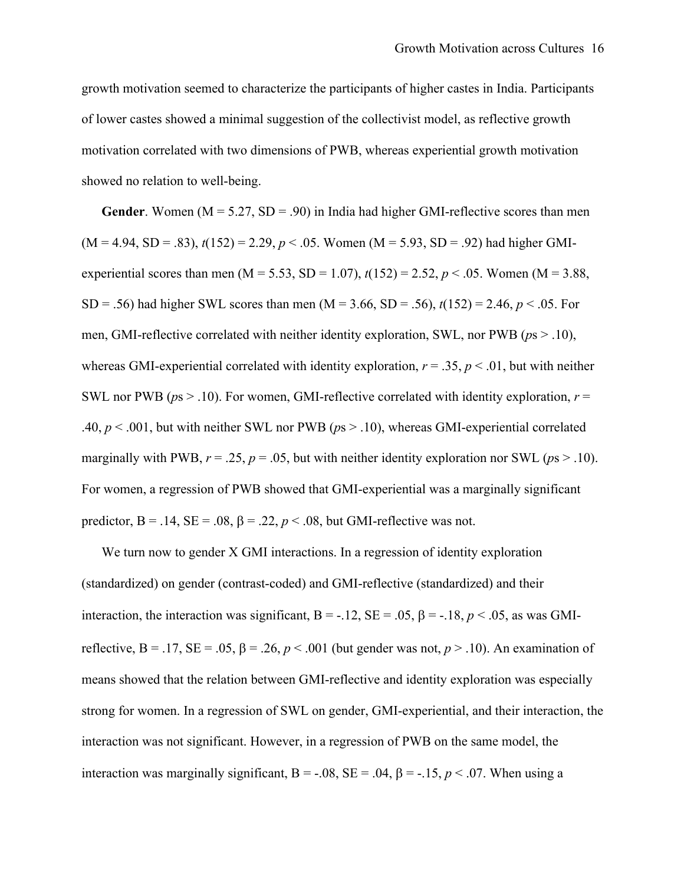growth motivation seemed to characterize the participants of higher castes in India. Participants of lower castes showed a minimal suggestion of the collectivist model, as reflective growth motivation correlated with two dimensions of PWB, whereas experiential growth motivation showed no relation to well-being.

**Gender**. Women ($M = 5.27$, $SD = .90$) in India had higher GMI-reflective scores than men ($M = 4.94$, $SD = .83$), $t(152) = 2.29$, $p < .05$. Women ($M = 5.93$, $SD = .92$) had higher GMI-experiential scores than men ($M = 5.53$, $SD = 1.07$), $t(152) = 2.52$, $p < .05$. Women ($M = 3.88$, $SD = .56$) had higher SWL scores than men ($M = 3.66$, $SD = .56$), $t(152) = 2.46$, $p < .05$. For men, GMI-reflective correlated with neither identity exploration, SWL, nor PWB ($p$s > .10), whereas GMI-experiential correlated with identity exploration, $r = .35$, $p < .01$, but with neither SWL nor PWB ($p$s > .10). For women, GMI-reflective correlated with identity exploration, $r = .40$, $p < .001$, but with neither SWL nor PWB ($p$s > .10), whereas GMI-experiential correlated marginally with PWB, $r = .25$, $p = .05$, but with neither identity exploration nor SWL ($p$s > .10). For women, a regression of PWB showed that GMI-experiential was a marginally significant predictor, $B = .14$, $SE = .08$, $\beta = .22$, $p < .08$, but GMI-reflective was not.

We turn now to gender X GMI interactions. In a regression of identity exploration (standardized) on gender (contrast-coded) and GMI-reflective (standardized) and their interaction, the interaction was significant, $B = -.12$, $SE = .05$, $\beta = -.18$, $p < .05$, as was GMI-reflective, $B = .17$, $SE = .05$, $\beta = .26$, $p < .001$ (but gender was not, $p > .10$). An examination of means showed that the relation between GMI-reflective and identity exploration was especially strong for women. In a regression of SWL on gender, GMI-experiential, and their interaction, the interaction was not significant. However, in a regression of PWB on the same model, the interaction was marginally significant, $B = -.08$, $SE = .04$, $\beta = -.15$, $p < .07$. When using a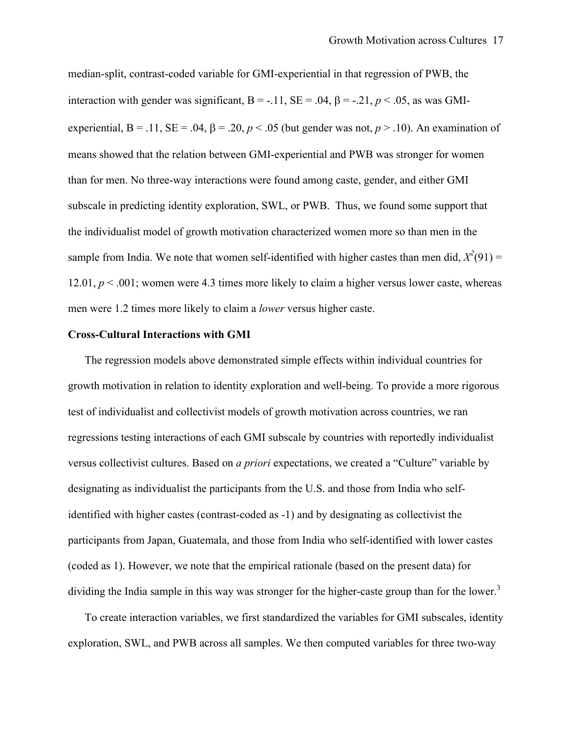median-split, contrast-coded variable for GMI-experiential in that regression of PWB, the interaction with gender was significant, B = -.11, SE = .04, β = -.21, *p* < .05, as was GMI-experiential, B = .11, SE = .04, β = .20, *p* < .05 (but gender was not, *p* > .10). An examination of means showed that the relation between GMI-experiential and PWB was stronger for women than for men. No three-way interactions were found among caste, gender, and either GMI subscale in predicting identity exploration, SWL, or PWB. Thus, we found some support that the individualist model of growth motivation characterized women more so than men in the sample from India. We note that women self-identified with higher castes than men did, $X^2(91) = 12.01$, $p < .001$; women were 4.3 times more likely to claim a higher versus lower caste, whereas men were 1.2 times more likely to claim a *lower* versus higher caste.

**Cross-Cultural Interactions with GMI**

The regression models above demonstrated simple effects within individual countries for growth motivation in relation to identity exploration and well-being. To provide a more rigorous test of individualist and collectivist models of growth motivation across countries, we ran regressions testing interactions of each GMI subscale by countries with reportedly individualist versus collectivist cultures. Based on *a priori* expectations, we created a "Culture" variable by designating as individualist the participants from the U.S. and those from India who self-identified with higher castes (contrast-coded as -1) and by designating as collectivist the participants from Japan, Guatemala, and those from India who self-identified with lower castes (coded as 1). However, we note that the empirical rationale (based on the present data) for dividing the India sample in this way was stronger for the higher-caste group than for the lower.[3]

To create interaction variables, we first standardized the variables for GMI subscales, identity exploration, SWL, and PWB across all samples. We then computed variables for three two-way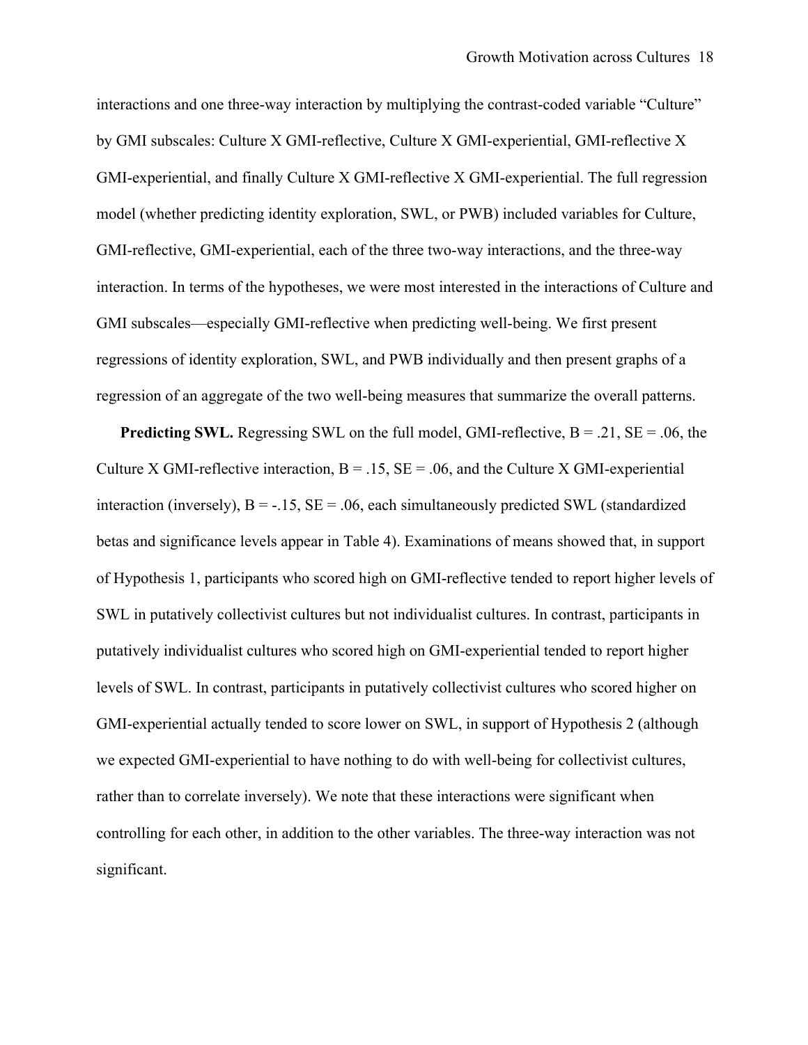interactions and one three-way interaction by multiplying the contrast-coded variable "Culture" by GMI subscales: Culture X GMI-reflective, Culture X GMI-experiential, GMI-reflective X GMI-experiential, and finally Culture X GMI-reflective X GMI-experiential. The full regression model (whether predicting identity exploration, SWL, or PWB) included variables for Culture, GMI-reflective, GMI-experiential, each of the three two-way interactions, and the three-way interaction. In terms of the hypotheses, we were most interested in the interactions of Culture and GMI subscales—especially GMI-reflective when predicting well-being. We first present regressions of identity exploration, SWL, and PWB individually and then present graphs of a regression of an aggregate of the two well-being measures that summarize the overall patterns.

**Predicting SWL.** Regressing SWL on the full model, GMI-reflective, $B = .21$, $SE = .06$, the Culture X GMI-reflective interaction, $B = .15$, $SE = .06$, and the Culture X GMI-experiential interaction (inversely), $B = -.15$, $SE = .06$, each simultaneously predicted SWL (standardized betas and significance levels appear in Table 4). Examinations of means showed that, in support of Hypothesis 1, participants who scored high on GMI-reflective tended to report higher levels of SWL in putatively collectivist cultures but not individualist cultures. In contrast, participants in putatively individualist cultures who scored high on GMI-experiential tended to report higher levels of SWL. In contrast, participants in putatively collectivist cultures who scored higher on GMI-experiential actually tended to score lower on SWL, in support of Hypothesis 2 (although we expected GMI-experiential to have nothing to do with well-being for collectivist cultures, rather than to correlate inversely). We note that these interactions were significant when controlling for each other, in addition to the other variables. The three-way interaction was not significant.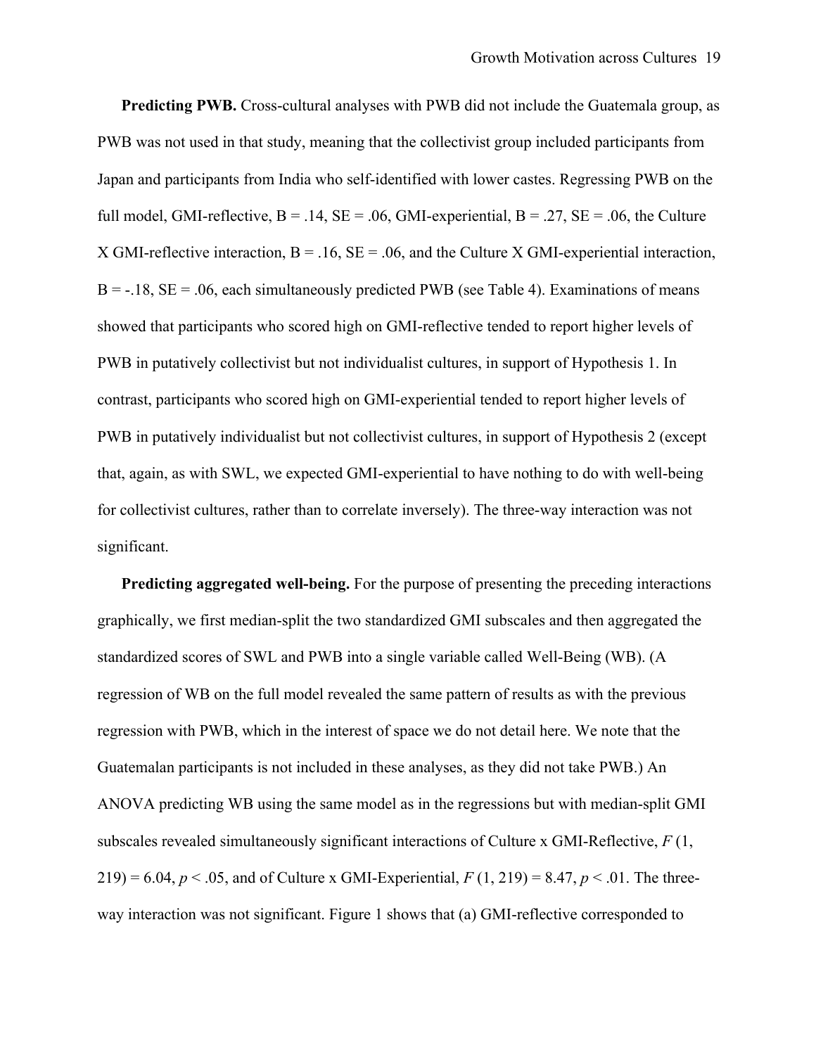**Predicting PWB.** Cross-cultural analyses with PWB did not include the Guatemala group, as PWB was not used in that study, meaning that the collectivist group included participants from Japan and participants from India who self-identified with lower castes. Regressing PWB on the full model, GMI-reflective, B = .14, SE = .06, GMI-experiential, B = .27, SE = .06, the Culture X GMI-reflective interaction, B = .16, SE = .06, and the Culture X GMI-experiential interaction, B = -.18, SE = .06, each simultaneously predicted PWB (see Table 4). Examinations of means showed that participants who scored high on GMI-reflective tended to report higher levels of PWB in putatively collectivist but not individualist cultures, in support of Hypothesis 1. In contrast, participants who scored high on GMI-experiential tended to report higher levels of PWB in putatively individualist but not collectivist cultures, in support of Hypothesis 2 (except that, again, as with SWL, we expected GMI-experiential to have nothing to do with well-being for collectivist cultures, rather than to correlate inversely). The three-way interaction was not significant.

**Predicting aggregated well-being.** For the purpose of presenting the preceding interactions graphically, we first median-split the two standardized GMI subscales and then aggregated the standardized scores of SWL and PWB into a single variable called Well-Being (WB). (A regression of WB on the full model revealed the same pattern of results as with the previous regression with PWB, which in the interest of space we do not detail here. We note that the Guatemalan participants is not included in these analyses, as they did not take PWB.) An ANOVA predicting WB using the same model as in the regressions but with median-split GMI subscales revealed simultaneously significant interactions of Culture x GMI-Reflective, $F$ (1, 219) = 6.04, $p < .05$, and of Culture x GMI-Experiential, $F$ (1, 219) = 8.47, $p < .01$. The three-way interaction was not significant. Figure 1 shows that (a) GMI-reflective corresponded to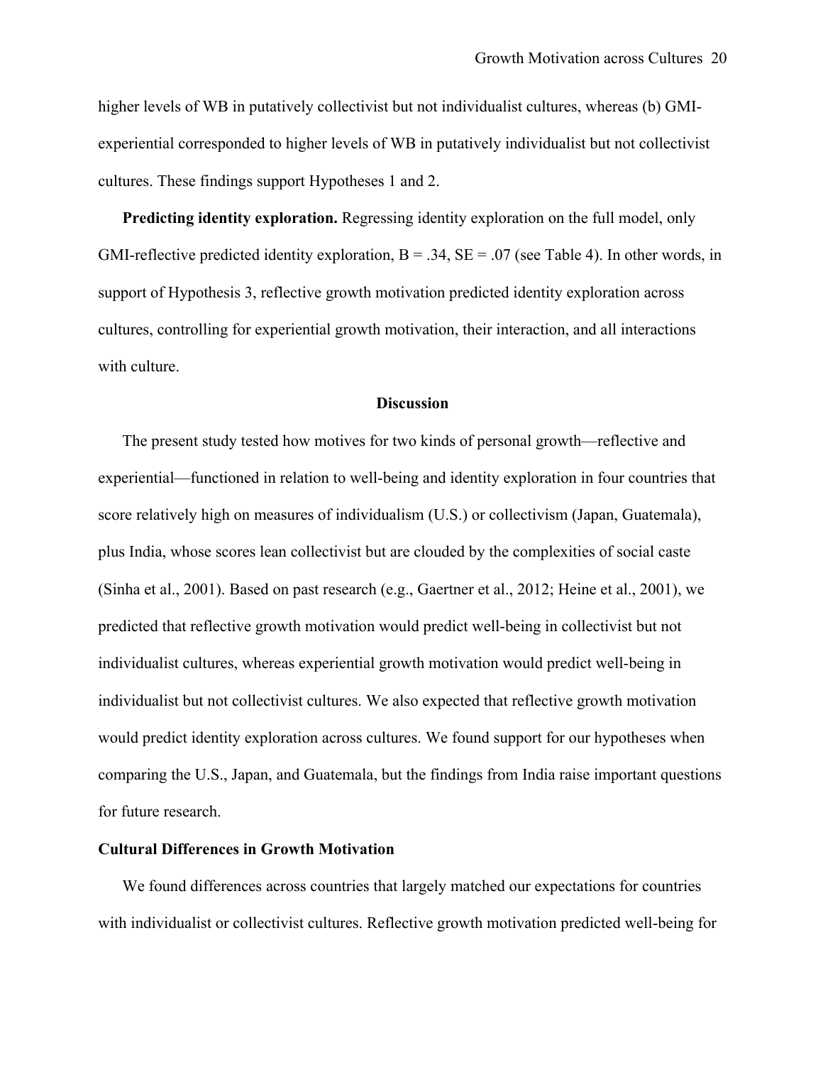higher levels of WB in putatively collectivist but not individualist cultures, whereas (b) GMI-experiential corresponded to higher levels of WB in putatively individualist but not collectivist cultures. These findings support Hypotheses 1 and 2.

**Predicting identity exploration.** Regressing identity exploration on the full model, only GMI-reflective predicted identity exploration, B = .34, SE = .07 (see Table 4). In other words, in support of Hypothesis 3, reflective growth motivation predicted identity exploration across cultures, controlling for experiential growth motivation, their interaction, and all interactions with culture.

## Discussion

The present study tested how motives for two kinds of personal growth—reflective and experiential—functioned in relation to well-being and identity exploration in four countries that score relatively high on measures of individualism (U.S.) or collectivism (Japan, Guatemala), plus India, whose scores lean collectivist but are clouded by the complexities of social caste (Sinha et al., 2001). Based on past research (e.g., Gaertner et al., 2012; Heine et al., 2001), we predicted that reflective growth motivation would predict well-being in collectivist but not individualist cultures, whereas experiential growth motivation would predict well-being in individualist but not collectivist cultures. We also expected that reflective growth motivation would predict identity exploration across cultures. We found support for our hypotheses when comparing the U.S., Japan, and Guatemala, but the findings from India raise important questions for future research.

### Cultural Differences in Growth Motivation

We found differences across countries that largely matched our expectations for countries with individualist or collectivist cultures. Reflective growth motivation predicted well-being for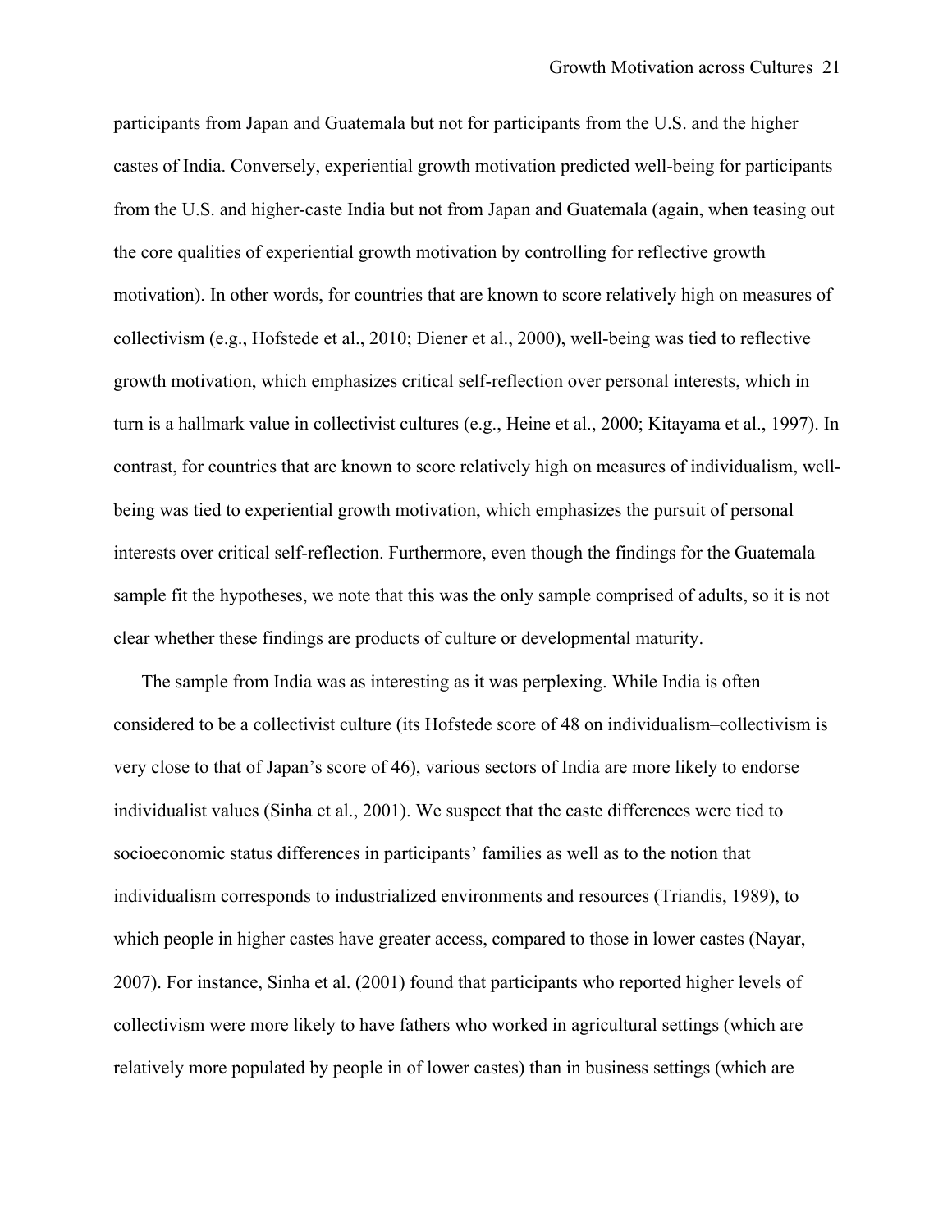participants from Japan and Guatemala but not for participants from the U.S. and the higher castes of India. Conversely, experiential growth motivation predicted well-being for participants from the U.S. and higher-caste India but not from Japan and Guatemala (again, when teasing out the core qualities of experiential growth motivation by controlling for reflective growth motivation). In other words, for countries that are known to score relatively high on measures of collectivism (e.g., Hofstede et al., 2010; Diener et al., 2000), well-being was tied to reflective growth motivation, which emphasizes critical self-reflection over personal interests, which in turn is a hallmark value in collectivist cultures (e.g., Heine et al., 2000; Kitayama et al., 1997). In contrast, for countries that are known to score relatively high on measures of individualism, well-being was tied to experiential growth motivation, which emphasizes the pursuit of personal interests over critical self-reflection. Furthermore, even though the findings for the Guatemala sample fit the hypotheses, we note that this was the only sample comprised of adults, so it is not clear whether these findings are products of culture or developmental maturity.

The sample from India was as interesting as it was perplexing. While India is often considered to be a collectivist culture (its Hofstede score of 48 on individualism–collectivism is very close to that of Japan's score of 46), various sectors of India are more likely to endorse individualist values (Sinha et al., 2001). We suspect that the caste differences were tied to socioeconomic status differences in participants' families as well as to the notion that individualism corresponds to industrialized environments and resources (Triandis, 1989), to which people in higher castes have greater access, compared to those in lower castes (Nayar, 2007). For instance, Sinha et al. (2001) found that participants who reported higher levels of collectivism were more likely to have fathers who worked in agricultural settings (which are relatively more populated by people in of lower castes) than in business settings (which are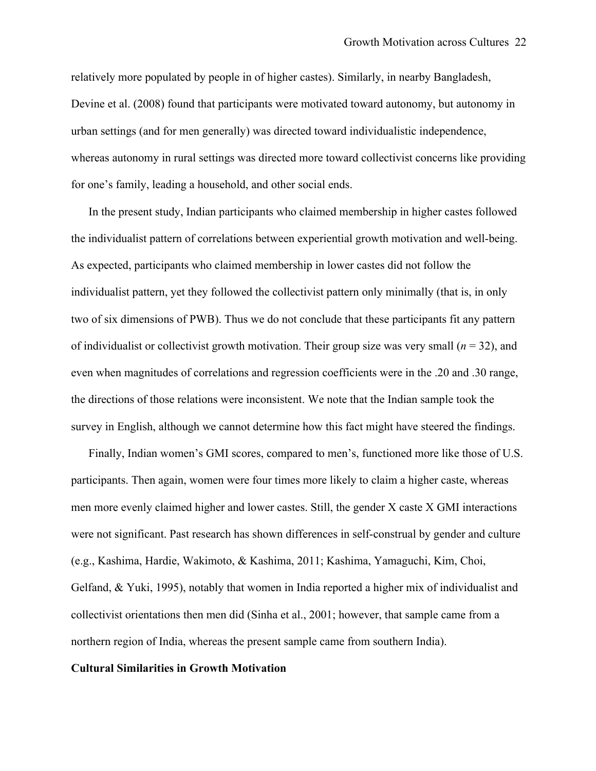relatively more populated by people in of higher castes). Similarly, in nearby Bangladesh, Devine et al. (2008) found that participants were motivated toward autonomy, but autonomy in urban settings (and for men generally) was directed toward individualistic independence, whereas autonomy in rural settings was directed more toward collectivist concerns like providing for one's family, leading a household, and other social ends.

In the present study, Indian participants who claimed membership in higher castes followed the individualist pattern of correlations between experiential growth motivation and well-being. As expected, participants who claimed membership in lower castes did not follow the individualist pattern, yet they followed the collectivist pattern only minimally (that is, in only two of six dimensions of PWB). Thus we do not conclude that these participants fit any pattern of individualist or collectivist growth motivation. Their group size was very small ($n$ = 32), and even when magnitudes of correlations and regression coefficients were in the .20 and .30 range, the directions of those relations were inconsistent. We note that the Indian sample took the survey in English, although we cannot determine how this fact might have steered the findings.

Finally, Indian women's GMI scores, compared to men's, functioned more like those of U.S. participants. Then again, women were four times more likely to claim a higher caste, whereas men more evenly claimed higher and lower castes. Still, the gender X caste X GMI interactions were not significant. Past research has shown differences in self-construal by gender and culture (e.g., Kashima, Hardie, Wakimoto, & Kashima, 2011; Kashima, Yamaguchi, Kim, Choi, Gelfand, & Yuki, 1995), notably that women in India reported a higher mix of individualist and collectivist orientations then men did (Sinha et al., 2001; however, that sample came from a northern region of India, whereas the present sample came from southern India).

**Cultural Similarities in Growth Motivation**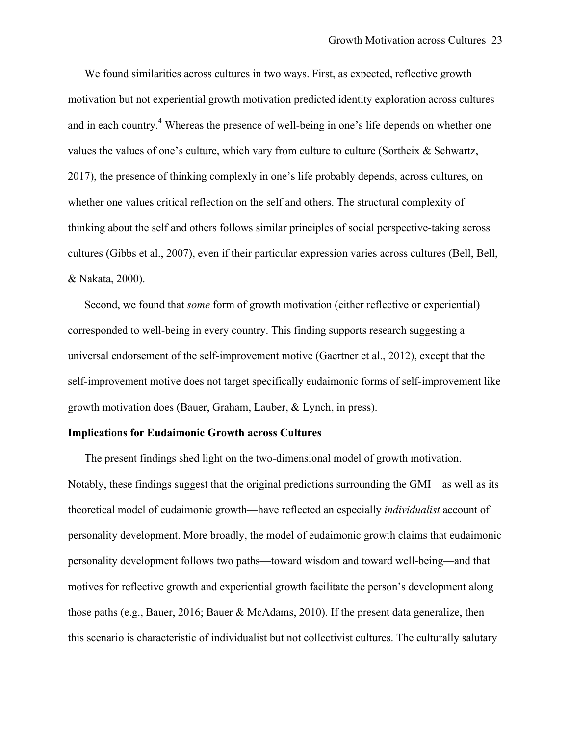We found similarities across cultures in two ways. First, as expected, reflective growth motivation but not experiential growth motivation predicted identity exploration across cultures and in each country.[4] Whereas the presence of well-being in one's life depends on whether one values the values of one's culture, which vary from culture to culture (Sortheix & Schwartz, 2017), the presence of thinking complexly in one's life probably depends, across cultures, on whether one values critical reflection on the self and others. The structural complexity of thinking about the self and others follows similar principles of social perspective-taking across cultures (Gibbs et al., 2007), even if their particular expression varies across cultures (Bell, Bell, & Nakata, 2000).

Second, we found that *some* form of growth motivation (either reflective or experiential) corresponded to well-being in every country. This finding supports research suggesting a universal endorsement of the self-improvement motive (Gaertner et al., 2012), except that the self-improvement motive does not target specifically eudaimonic forms of self-improvement like growth motivation does (Bauer, Graham, Lauber, & Lynch, in press).

**Implications for Eudaimonic Growth across Cultures**

The present findings shed light on the two-dimensional model of growth motivation. Notably, these findings suggest that the original predictions surrounding the GMI—as well as its theoretical model of eudaimonic growth—have reflected an especially *individualist* account of personality development. More broadly, the model of eudaimonic growth claims that eudaimonic personality development follows two paths—toward wisdom and toward well-being—and that motives for reflective growth and experiential growth facilitate the person's development along those paths (e.g., Bauer, 2016; Bauer & McAdams, 2010). If the present data generalize, then this scenario is characteristic of individualist but not collectivist cultures. The culturally salutary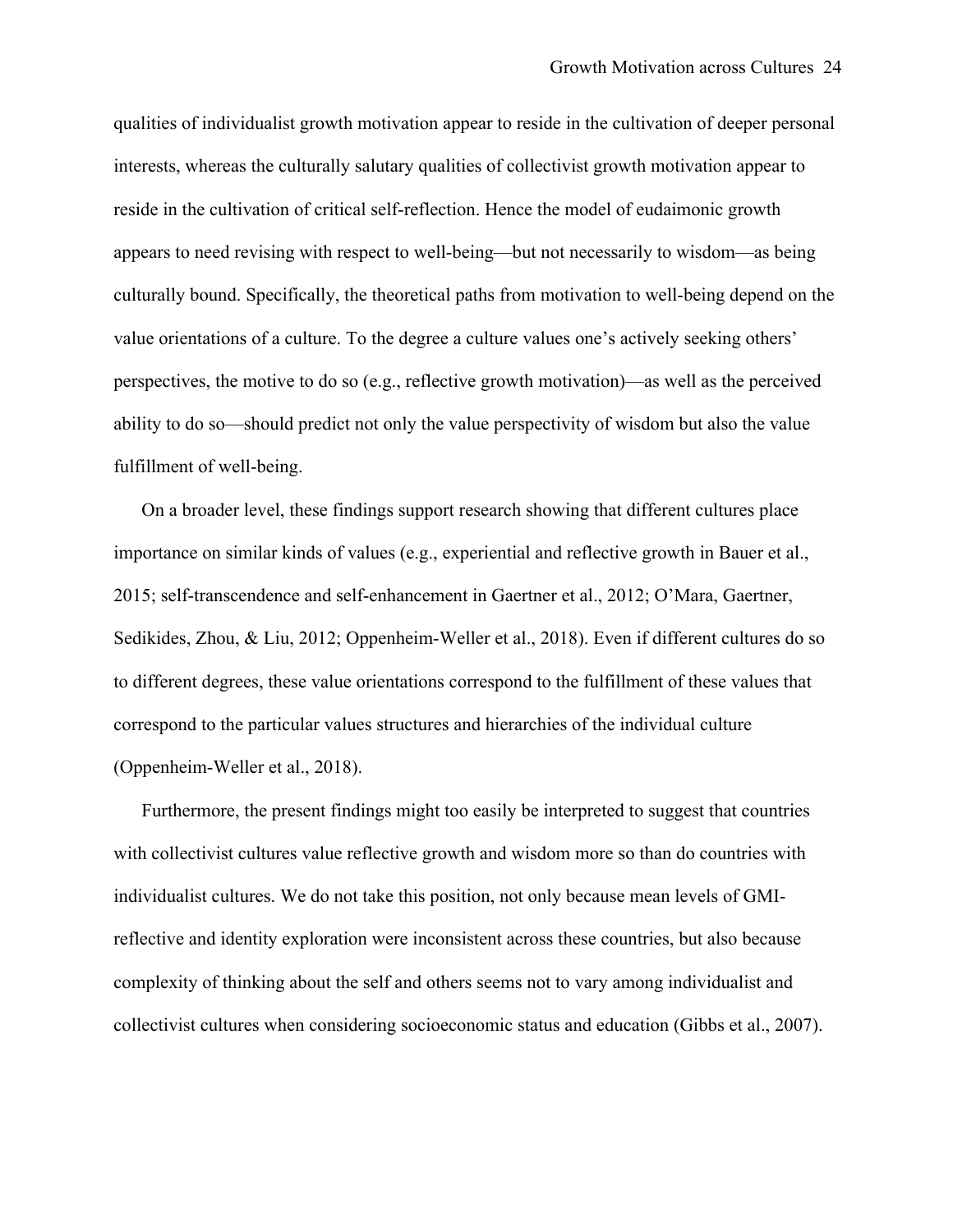qualities of individualist growth motivation appear to reside in the cultivation of deeper personal interests, whereas the culturally salutary qualities of collectivist growth motivation appear to reside in the cultivation of critical self-reflection. Hence the model of eudaimonic growth appears to need revising with respect to well-being—but not necessarily to wisdom—as being culturally bound. Specifically, the theoretical paths from motivation to well-being depend on the value orientations of a culture. To the degree a culture values one's actively seeking others' perspectives, the motive to do so (e.g., reflective growth motivation)—as well as the perceived ability to do so—should predict not only the value perspectivity of wisdom but also the value fulfillment of well-being.

On a broader level, these findings support research showing that different cultures place importance on similar kinds of values (e.g., experiential and reflective growth in Bauer et al., 2015; self-transcendence and self-enhancement in Gaertner et al., 2012; O'Mara, Gaertner, Sedikides, Zhou, & Liu, 2012; Oppenheim-Weller et al., 2018). Even if different cultures do so to different degrees, these value orientations correspond to the fulfillment of these values that correspond to the particular values structures and hierarchies of the individual culture (Oppenheim-Weller et al., 2018).

Furthermore, the present findings might too easily be interpreted to suggest that countries with collectivist cultures value reflective growth and wisdom more so than do countries with individualist cultures. We do not take this position, not only because mean levels of GMI-reflective and identity exploration were inconsistent across these countries, but also because complexity of thinking about the self and others seems not to vary among individualist and collectivist cultures when considering socioeconomic status and education (Gibbs et al., 2007).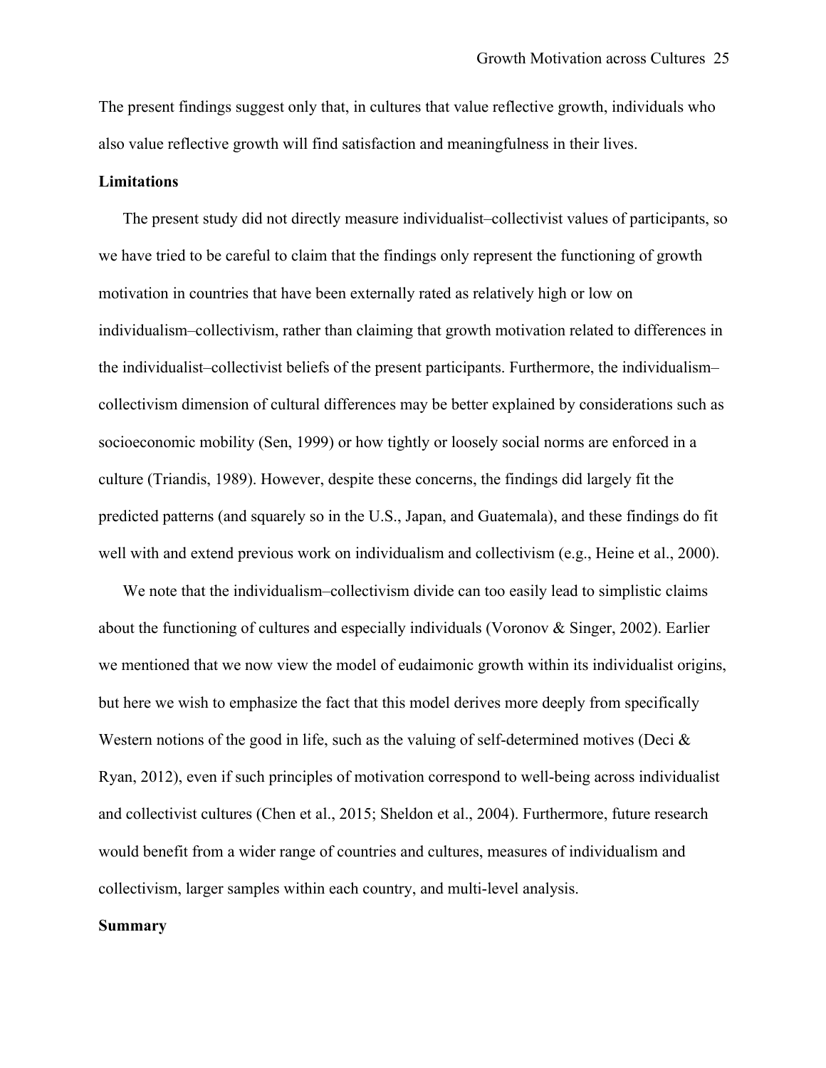The present findings suggest only that, in cultures that value reflective growth, individuals who also value reflective growth will find satisfaction and meaningfulness in their lives.

**Limitations**

The present study did not directly measure individualist–collectivist values of participants, so we have tried to be careful to claim that the findings only represent the functioning of growth motivation in countries that have been externally rated as relatively high or low on individualism–collectivism, rather than claiming that growth motivation related to differences in the individualist–collectivist beliefs of the present participants. Furthermore, the individualism–collectivism dimension of cultural differences may be better explained by considerations such as socioeconomic mobility (Sen, 1999) or how tightly or loosely social norms are enforced in a culture (Triandis, 1989). However, despite these concerns, the findings did largely fit the predicted patterns (and squarely so in the U.S., Japan, and Guatemala), and these findings do fit well with and extend previous work on individualism and collectivism (e.g., Heine et al., 2000).

We note that the individualism–collectivism divide can too easily lead to simplistic claims about the functioning of cultures and especially individuals (Voronov & Singer, 2002). Earlier we mentioned that we now view the model of eudaimonic growth within its individualist origins, but here we wish to emphasize the fact that this model derives more deeply from specifically Western notions of the good in life, such as the valuing of self-determined motives (Deci & Ryan, 2012), even if such principles of motivation correspond to well-being across individualist and collectivist cultures (Chen et al., 2015; Sheldon et al., 2004). Furthermore, future research would benefit from a wider range of countries and cultures, measures of individualism and collectivism, larger samples within each country, and multi-level analysis.

**Summary**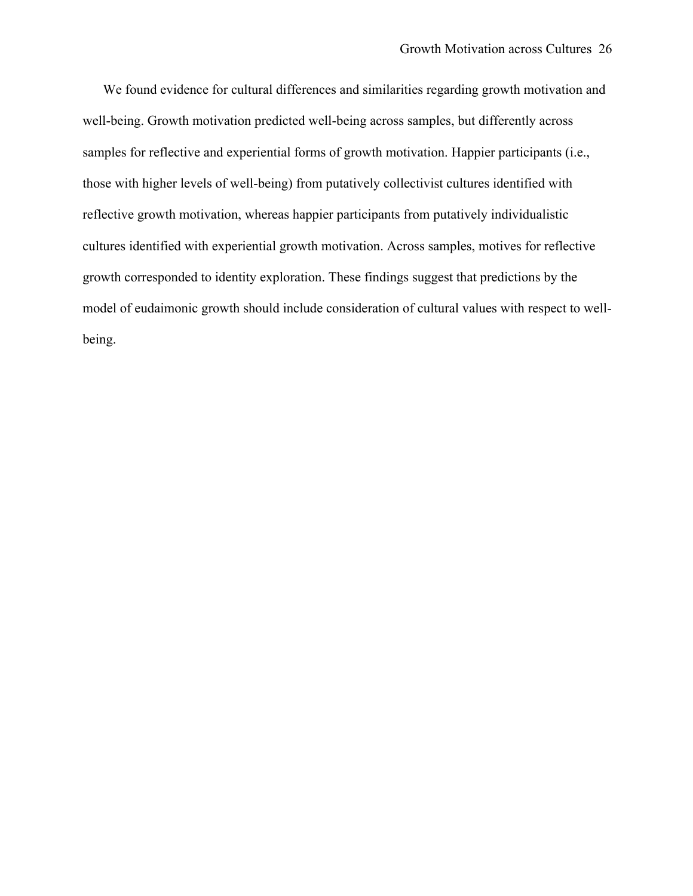We found evidence for cultural differences and similarities regarding growth motivation and well-being. Growth motivation predicted well-being across samples, but differently across samples for reflective and experiential forms of growth motivation. Happier participants (i.e., those with higher levels of well-being) from putatively collectivist cultures identified with reflective growth motivation, whereas happier participants from putatively individualistic cultures identified with experiential growth motivation. Across samples, motives for reflective growth corresponded to identity exploration. These findings suggest that predictions by the model of eudaimonic growth should include consideration of cultural values with respect to well-being.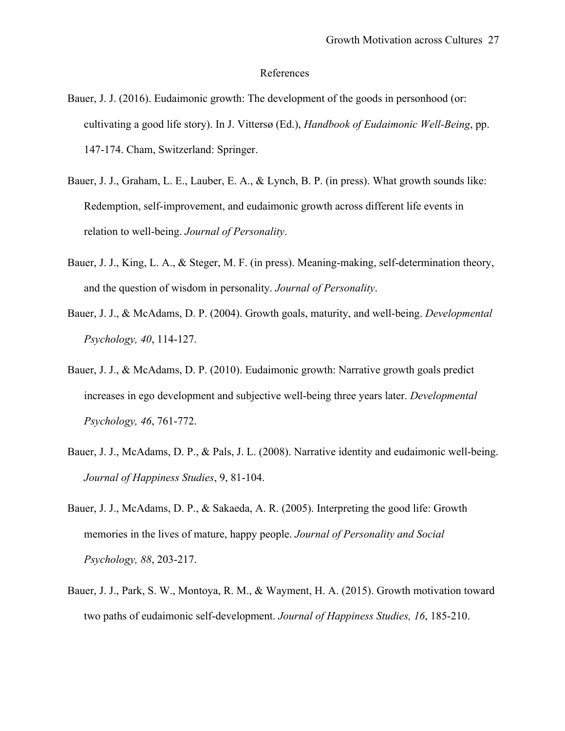# References

Bauer, J. J. (2016). Eudaimonic growth: The development of the goods in personhood (or: cultivating a good life story). In J. Vittersø (Ed.), *Handbook of Eudaimonic Well-Being*, pp. 147-174. Cham, Switzerland: Springer.

Bauer, J. J., Graham, L. E., Lauber, E. A., & Lynch, B. P. (in press). What growth sounds like: Redemption, self-improvement, and eudaimonic growth across different life events in relation to well-being. *Journal of Personality*.

Bauer, J. J., King, L. A., & Steger, M. F. (in press). Meaning-making, self-determination theory, and the question of wisdom in personality. *Journal of Personality*.

Bauer, J. J., & McAdams, D. P. (2004). Growth goals, maturity, and well-being. *Developmental Psychology, 40*, 114-127.

Bauer, J. J., & McAdams, D. P. (2010). Eudaimonic growth: Narrative growth goals predict increases in ego development and subjective well-being three years later. *Developmental Psychology, 46*, 761-772.

Bauer, J. J., McAdams, D. P., & Pals, J. L. (2008). Narrative identity and eudaimonic well-being. *Journal of Happiness Studies*, 9, 81-104.

Bauer, J. J., McAdams, D. P., & Sakaeda, A. R. (2005). Interpreting the good life: Growth memories in the lives of mature, happy people. *Journal of Personality and Social Psychology, 88*, 203-217.

Bauer, J. J., Park, S. W., Montoya, R. M., & Wayment, H. A. (2015). Growth motivation toward two paths of eudaimonic self-development. *Journal of Happiness Studies, 16*, 185-210.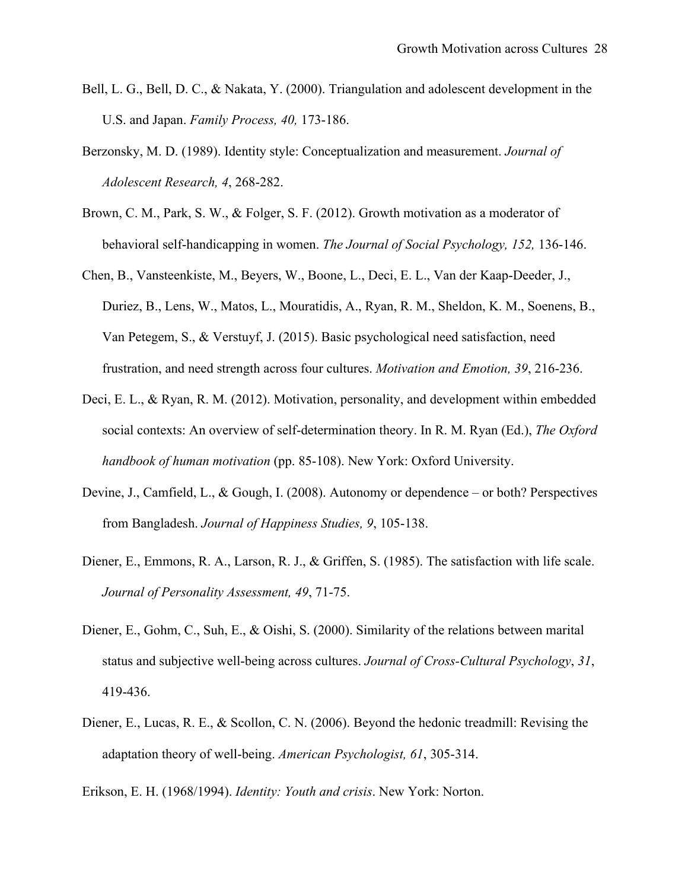Bell, L. G., Bell, D. C., & Nakata, Y. (2000). Triangulation and adolescent development in the U.S. and Japan. *Family Process, 40,* 173-186.

Berzonsky, M. D. (1989). Identity style: Conceptualization and measurement. *Journal of Adolescent Research, 4*, 268-282.

Brown, C. M., Park, S. W., & Folger, S. F. (2012). Growth motivation as a moderator of behavioral self-handicapping in women. *The Journal of Social Psychology, 152,* 136-146.

Chen, B., Vansteenkiste, M., Beyers, W., Boone, L., Deci, E. L., Van der Kaap-Deeder, J., Duriez, B., Lens, W., Matos, L., Mouratidis, A., Ryan, R. M., Sheldon, K. M., Soenens, B., Van Petegem, S., & Verstuyf, J. (2015). Basic psychological need satisfaction, need frustration, and need strength across four cultures. *Motivation and Emotion, 39*, 216-236.

Deci, E. L., & Ryan, R. M. (2012). Motivation, personality, and development within embedded social contexts: An overview of self-determination theory. In R. M. Ryan (Ed.), *The Oxford handbook of human motivation* (pp. 85-108). New York: Oxford University.

Devine, J., Camfield, L., & Gough, I. (2008). Autonomy or dependence – or both? Perspectives from Bangladesh. *Journal of Happiness Studies, 9*, 105-138.

Diener, E., Emmons, R. A., Larson, R. J., & Griffen, S. (1985). The satisfaction with life scale. *Journal of Personality Assessment, 49*, 71-75.

Diener, E., Gohm, C., Suh, E., & Oishi, S. (2000). Similarity of the relations between marital status and subjective well-being across cultures. *Journal of Cross-Cultural Psychology*, *31*, 419-436.

Diener, E., Lucas, R. E., & Scollon, C. N. (2006). Beyond the hedonic treadmill: Revising the adaptation theory of well-being. *American Psychologist, 61*, 305-314.

Erikson, E. H. (1968/1994). *Identity: Youth and crisis*. New York: Norton.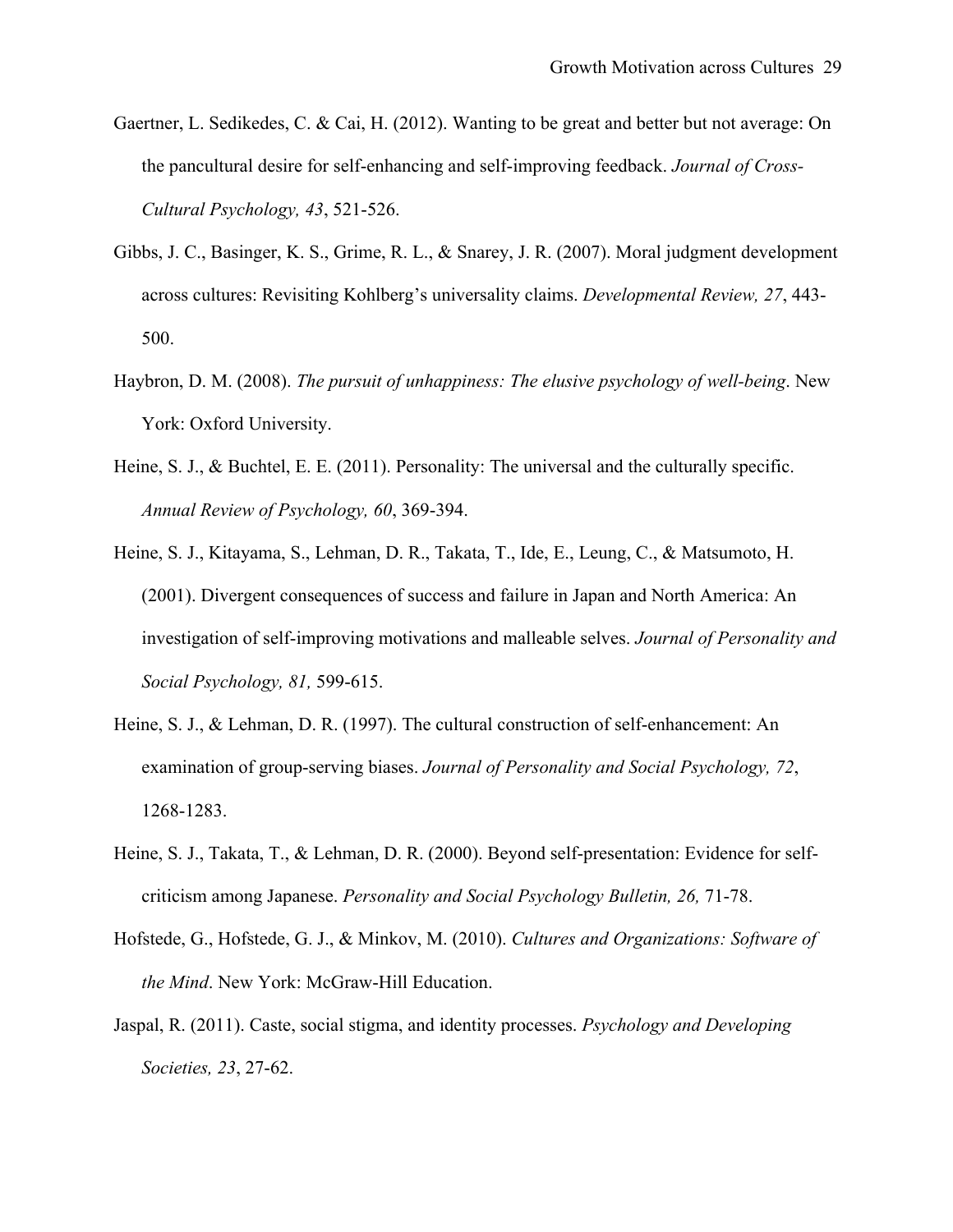Gaertner, L. Sedikedes, C. & Cai, H. (2012). Wanting to be great and better but not average: On the pancultural desire for self-enhancing and self-improving feedback. *Journal of Cross-Cultural Psychology, 43*, 521-526.

Gibbs, J. C., Basinger, K. S., Grime, R. L., & Snarey, J. R. (2007). Moral judgment development across cultures: Revisiting Kohlberg's universality claims. *Developmental Review, 27*, 443-500.

Haybron, D. M. (2008). *The pursuit of unhappiness: The elusive psychology of well-being*. New York: Oxford University.

Heine, S. J., & Buchtel, E. E. (2011). Personality: The universal and the culturally specific. *Annual Review of Psychology, 60*, 369-394.

Heine, S. J., Kitayama, S., Lehman, D. R., Takata, T., Ide, E., Leung, C., & Matsumoto, H. (2001). Divergent consequences of success and failure in Japan and North America: An investigation of self-improving motivations and malleable selves. *Journal of Personality and Social Psychology, 81,* 599-615.

Heine, S. J., & Lehman, D. R. (1997). The cultural construction of self-enhancement: An examination of group-serving biases. *Journal of Personality and Social Psychology, 72*, 1268-1283.

Heine, S. J., Takata, T., & Lehman, D. R. (2000). Beyond self-presentation: Evidence for self-criticism among Japanese. *Personality and Social Psychology Bulletin, 26,* 71-78.

Hofstede, G., Hofstede, G. J., & Minkov, M. (2010). *Cultures and Organizations: Software of the Mind*. New York: McGraw-Hill Education.

Jaspal, R. (2011). Caste, social stigma, and identity processes. *Psychology and Developing Societies, 23*, 27-62.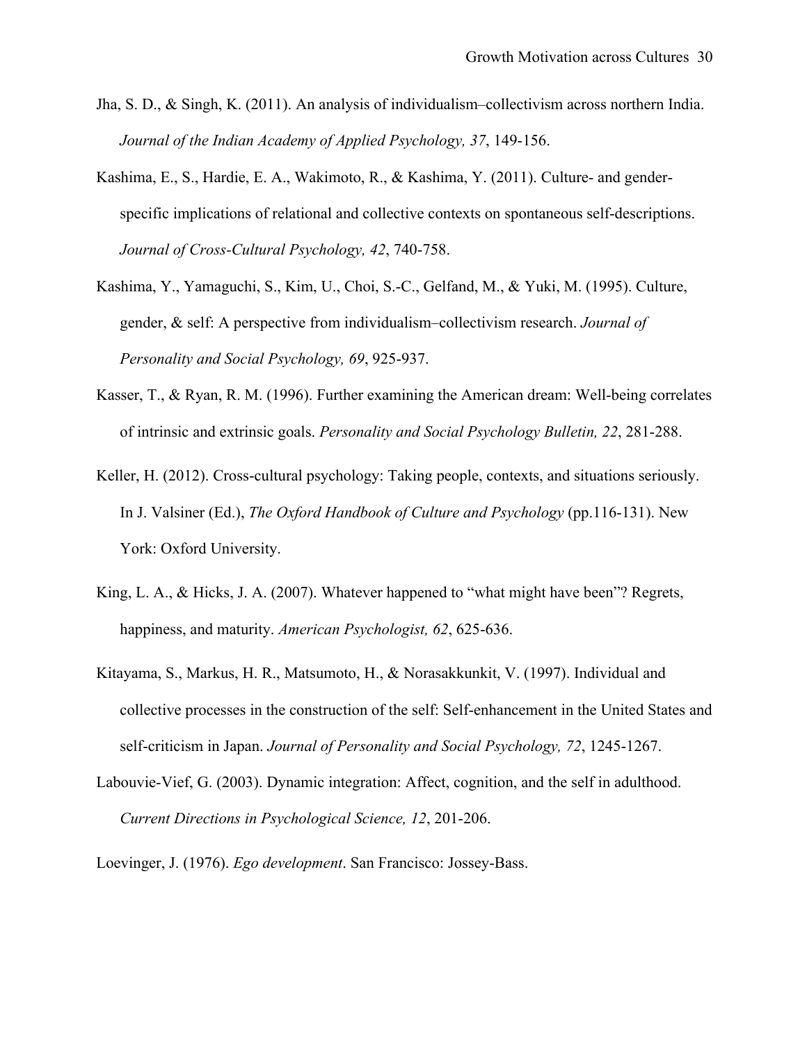Jha, S. D., & Singh, K. (2011). An analysis of individualism–collectivism across northern India. *Journal of the Indian Academy of Applied Psychology, 37*, 149-156.

Kashima, E., S., Hardie, E. A., Wakimoto, R., & Kashima, Y. (2011). Culture- and gender-specific implications of relational and collective contexts on spontaneous self-descriptions. *Journal of Cross-Cultural Psychology, 42*, 740-758.

Kashima, Y., Yamaguchi, S., Kim, U., Choi, S.-C., Gelfand, M., & Yuki, M. (1995). Culture, gender, & self: A perspective from individualism–collectivism research. *Journal of Personality and Social Psychology, 69*, 925-937.

Kasser, T., & Ryan, R. M. (1996). Further examining the American dream: Well-being correlates of intrinsic and extrinsic goals. *Personality and Social Psychology Bulletin, 22*, 281-288.

Keller, H. (2012). Cross-cultural psychology: Taking people, contexts, and situations seriously. In J. Valsiner (Ed.), *The Oxford Handbook of Culture and Psychology* (pp.116-131). New York: Oxford University.

King, L. A., & Hicks, J. A. (2007). Whatever happened to "what might have been"? Regrets, happiness, and maturity. *American Psychologist, 62*, 625-636.

Kitayama, S., Markus, H. R., Matsumoto, H., & Norasakkunkit, V. (1997). Individual and collective processes in the construction of the self: Self-enhancement in the United States and self-criticism in Japan. *Journal of Personality and Social Psychology, 72*, 1245-1267.

Labouvie-Vief, G. (2003). Dynamic integration: Affect, cognition, and the self in adulthood. *Current Directions in Psychological Science, 12*, 201-206.

Loevinger, J. (1976). *Ego development*. San Francisco: Jossey-Bass.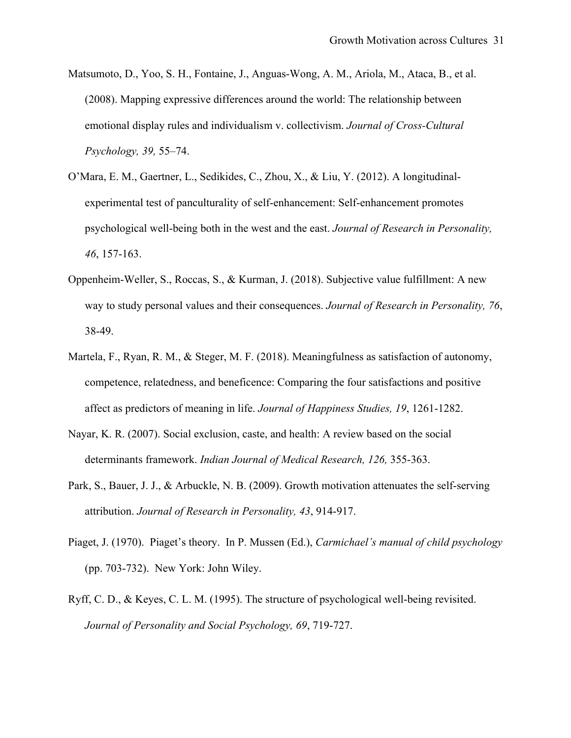Matsumoto, D., Yoo, S. H., Fontaine, J., Anguas-Wong, A. M., Ariola, M., Ataca, B., et al. (2008). Mapping expressive differences around the world: The relationship between emotional display rules and individualism v. collectivism. *Journal of Cross-Cultural Psychology, 39,* 55–74.

O'Mara, E. M., Gaertner, L., Sedikides, C., Zhou, X., & Liu, Y. (2012). A longitudinal-experimental test of panculturality of self-enhancement: Self-enhancement promotes psychological well-being both in the west and the east. *Journal of Research in Personality, 46*, 157-163.

Oppenheim-Weller, S., Roccas, S., & Kurman, J. (2018). Subjective value fulfillment: A new way to study personal values and their consequences. *Journal of Research in Personality, 76*, 38-49.

Martela, F., Ryan, R. M., & Steger, M. F. (2018). Meaningfulness as satisfaction of autonomy, competence, relatedness, and beneficence: Comparing the four satisfactions and positive affect as predictors of meaning in life. *Journal of Happiness Studies, 19*, 1261-1282.

Nayar, K. R. (2007). Social exclusion, caste, and health: A review based on the social determinants framework. *Indian Journal of Medical Research, 126,* 355-363.

Park, S., Bauer, J. J., & Arbuckle, N. B. (2009). Growth motivation attenuates the self-serving attribution. *Journal of Research in Personality, 43*, 914-917.

Piaget, J. (1970). Piaget's theory. In P. Mussen (Ed.), *Carmichael's manual of child psychology* (pp. 703-732). New York: John Wiley.

Ryff, C. D., & Keyes, C. L. M. (1995). The structure of psychological well-being revisited. *Journal of Personality and Social Psychology, 69*, 719-727.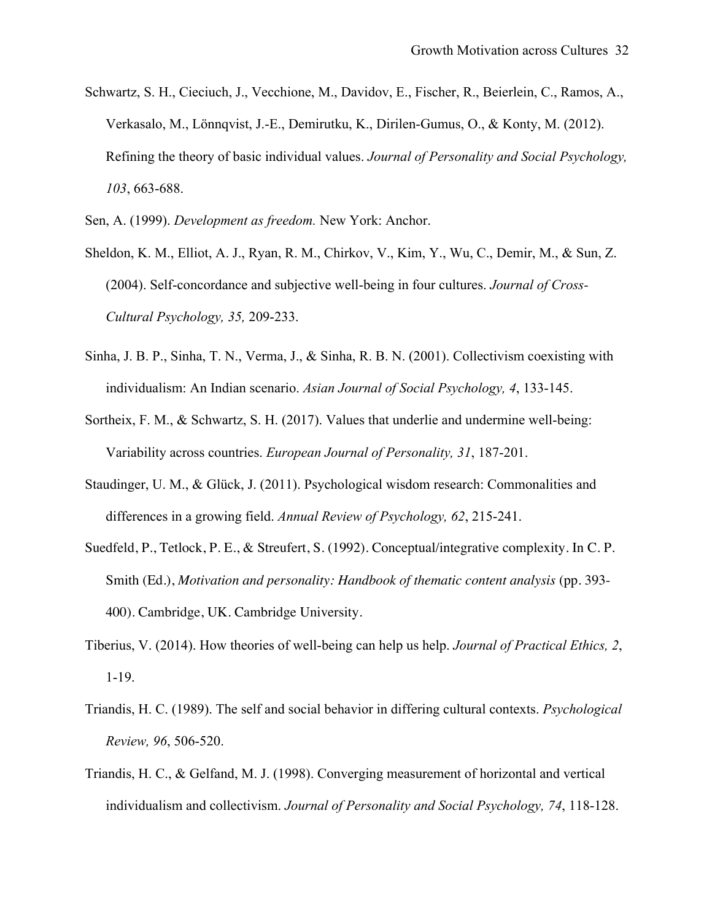Schwartz, S. H., Cieciuch, J., Vecchione, M., Davidov, E., Fischer, R., Beierlein, C., Ramos, A., Verkasalo, M., Lönnqvist, J.-E., Demirutku, K., Dirilen-Gumus, O., & Konty, M. (2012). Refining the theory of basic individual values. *Journal of Personality and Social Psychology, 103*, 663-688.

Sen, A. (1999). *Development as freedom.* New York: Anchor.

Sheldon, K. M., Elliot, A. J., Ryan, R. M., Chirkov, V., Kim, Y., Wu, C., Demir, M., & Sun, Z. (2004). Self-concordance and subjective well-being in four cultures. *Journal of Cross-Cultural Psychology, 35,* 209-233.

Sinha, J. B. P., Sinha, T. N., Verma, J., & Sinha, R. B. N. (2001). Collectivism coexisting with individualism: An Indian scenario. *Asian Journal of Social Psychology, 4*, 133-145.

Sortheix, F. M., & Schwartz, S. H. (2017). Values that underlie and undermine well-being: Variability across countries. *European Journal of Personality, 31*, 187-201.

Staudinger, U. M., & Glück, J. (2011). Psychological wisdom research: Commonalities and differences in a growing field. *Annual Review of Psychology, 62*, 215-241.

Suedfeld, P., Tetlock, P. E., & Streufert, S. (1992). Conceptual/integrative complexity. In C. P. Smith (Ed.), *Motivation and personality: Handbook of thematic content analysis* (pp. 393-400). Cambridge, UK. Cambridge University.

Tiberius, V. (2014). How theories of well-being can help us help. *Journal of Practical Ethics, 2*, 1-19.

Triandis, H. C. (1989). The self and social behavior in differing cultural contexts. *Psychological Review, 96*, 506-520.

Triandis, H. C., & Gelfand, M. J. (1998). Converging measurement of horizontal and vertical individualism and collectivism. *Journal of Personality and Social Psychology, 74*, 118-128.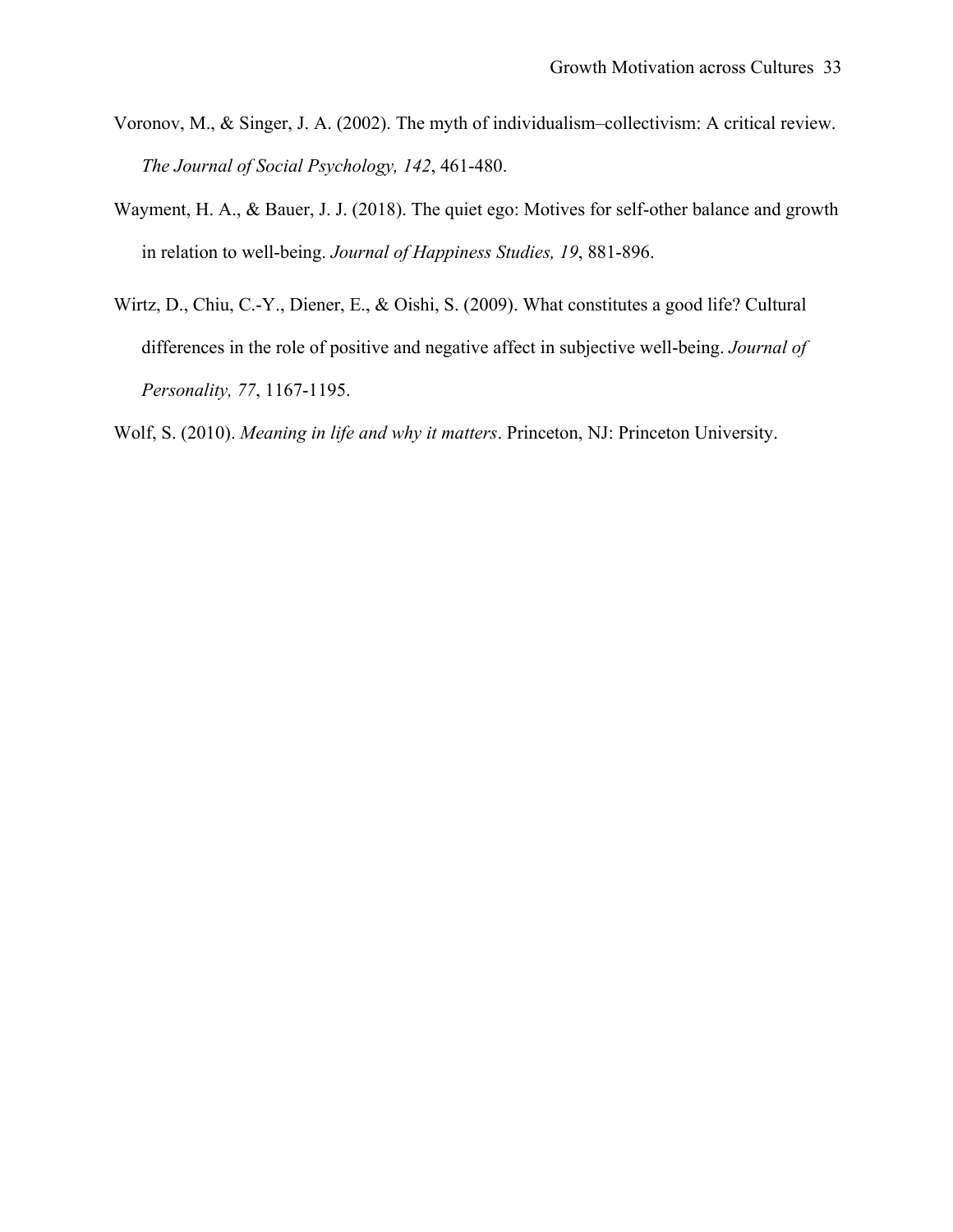Voronov, M., & Singer, J. A. (2002). The myth of individualism–collectivism: A critical review. *The Journal of Social Psychology, 142*, 461-480.

Wayment, H. A., & Bauer, J. J. (2018). The quiet ego: Motives for self-other balance and growth in relation to well-being. *Journal of Happiness Studies, 19*, 881-896.

Wirtz, D., Chiu, C.-Y., Diener, E., & Oishi, S. (2009). What constitutes a good life? Cultural differences in the role of positive and negative affect in subjective well-being. *Journal of Personality, 77*, 1167-1195.

Wolf, S. (2010). *Meaning in life and why it matters*. Princeton, NJ: Princeton University.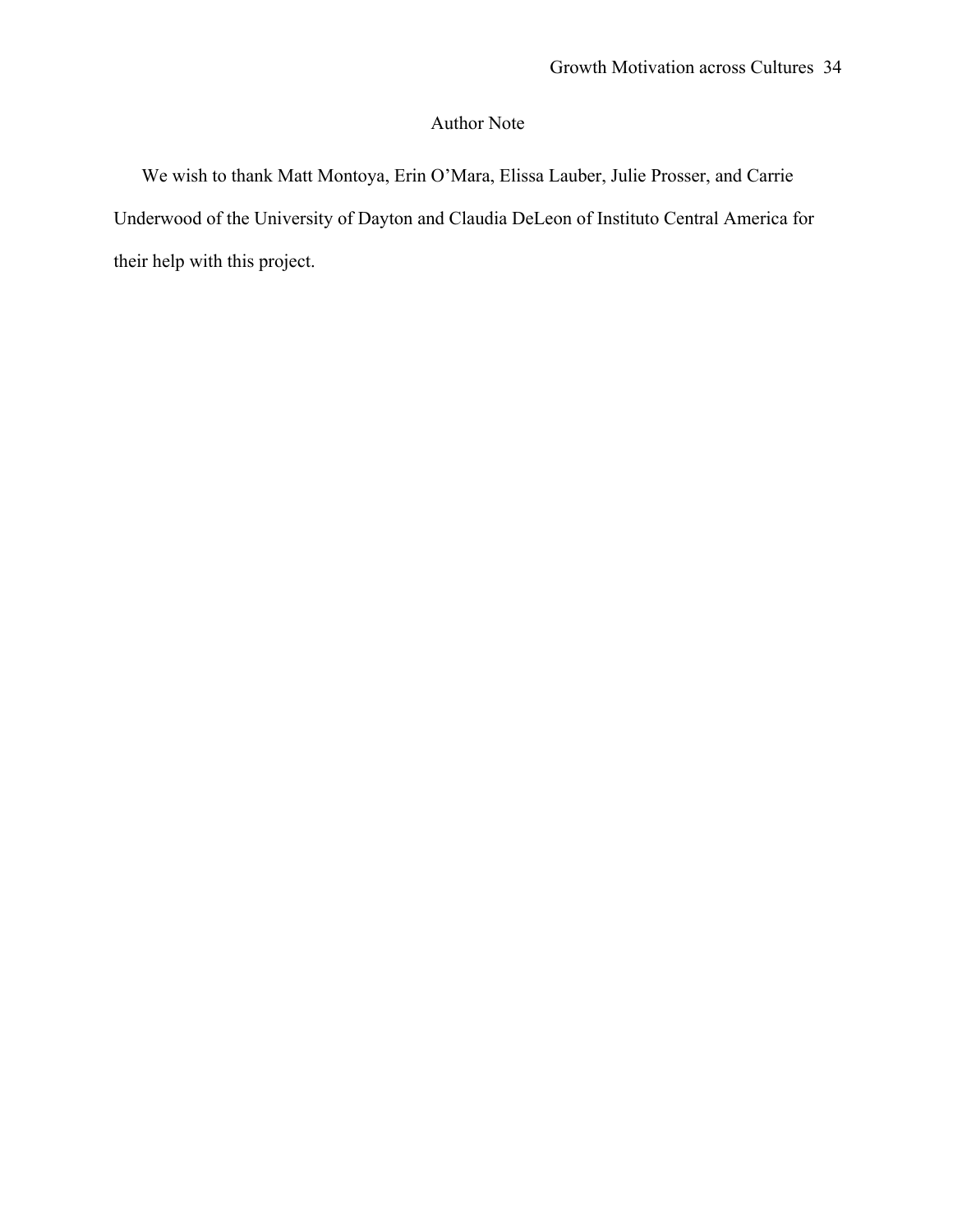# Author Note

We wish to thank Matt Montoya, Erin O'Mara, Elissa Lauber, Julie Prosser, and Carrie Underwood of the University of Dayton and Claudia DeLeon of Instituto Central America for their help with this project.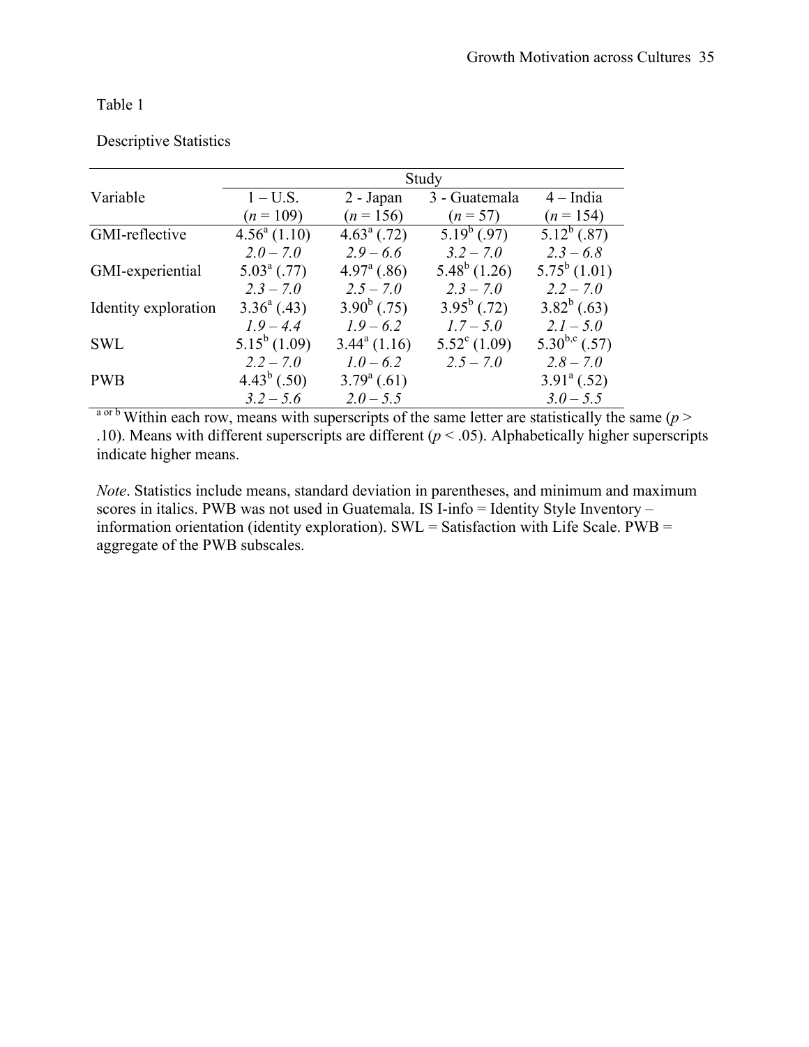Table 1

Descriptive Statistics

| Variable | Study | | | |
|---|---|---|---|---|
| | 1 – U.S. ($n$ = 109) | 2 - Japan ($n$ = 156) | 3 - Guatemala ($n$ = 57) | 4 – India ($n$ = 154) |
| GMI-reflective | $4.56^{a}$ (1.10) | $4.63^{a}$ (.72) | $5.19^{b}$ (.97) | $5.12^{b}$ (.87) |
| | *2.0 – 7.0* | *2.9 – 6.6* | *3.2 – 7.0* | *2.3 – 6.8* |
| GMI-experiential | $5.03^{a}$ (.77) | $4.97^{a}$ (.86) | $5.48^{b}$ (1.26) | $5.75^{b}$ (1.01) |
| | *2.3 – 7.0* | *2.5 – 7.0* | *2.3 – 7.0* | *2.2 – 7.0* |
| Identity exploration | $3.36^{a}$ (.43) | $3.90^{b}$ (.75) | $3.95^{b}$ (.72) | $3.82^{b}$ (.63) |
| | *1.9 – 4.4* | *1.9 – 6.2* | *1.7 – 5.0* | *2.1 – 5.0* |
| SWL | $5.15^{b}$ (1.09) | $3.44^{a}$ (1.16) | $5.52^{c}$ (1.09) | $5.30^{b,c}$ (.57) |
| | *2.2 – 7.0* | *1.0 – 6.2* | *2.5 – 7.0* | *2.8 – 7.0* |
| PWB | $4.43^{b}$ (.50) | $3.79^{a}$ (.61) | | $3.91^{a}$ (.52) |
| | *3.2 – 5.6* | *2.0 – 5.5* | | *3.0 – 5.5* |

[a or b] Within each row, means with superscripts of the same letter are statistically the same ($p > .10$). Means with different superscripts are different ($p < .05$). Alphabetically higher superscripts indicate higher means.

*Note*. Statistics include means, standard deviation in parentheses, and minimum and maximum scores in italics. PWB was not used in Guatemala. IS I-info = Identity Style Inventory – information orientation (identity exploration). SWL = Satisfaction with Life Scale. PWB = aggregate of the PWB subscales.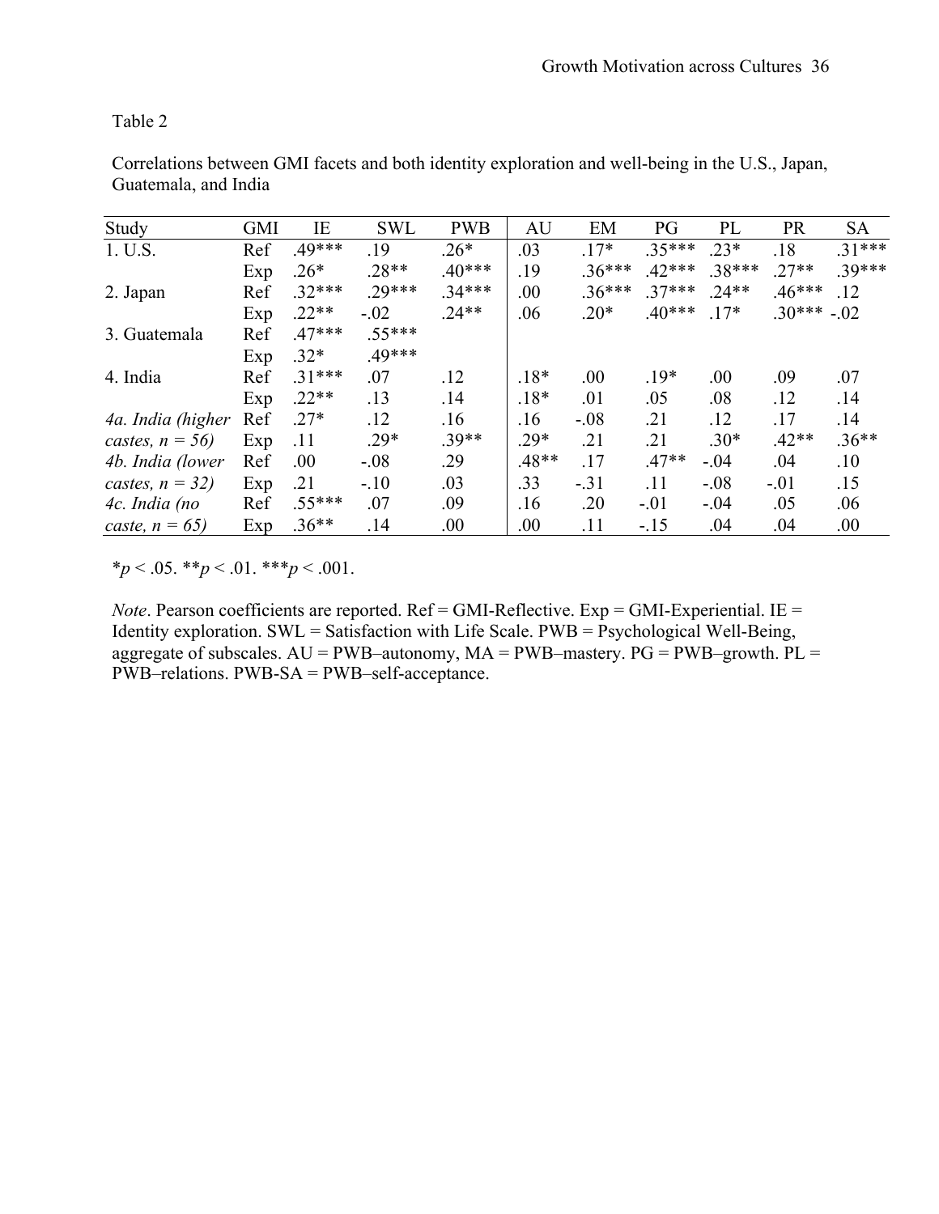Table 2

Correlations between GMI facets and both identity exploration and well-being in the U.S., Japan, Guatemala, and India

| Study | GMI | IE | SWL | PWB | AU | EM | PG | PL | PR | SA |
|---|---|---|---|---|---|---|---|---|---|---|
| 1. U.S. | Ref | .49*** | .19 | .26* | .03 | .17* | .35*** | .23* | .18 | .31*** |
| | Exp | .26* | .28** | .40*** | .19 | .36*** | .42*** | .38*** | .27** | .39*** |
| 2. Japan | Ref | .32*** | .29*** | .34*** | .00 | .36*** | .37*** | .24** | .46*** | .12 |
| | Exp | .22** | -.02 | .24** | .06 | .20* | .40*** | .17* | .30*** | -.02 |
| 3. Guatemala | Ref | .47*** | .55*** | | | | | | | |
| | Exp | .32* | .49*** | | | | | | | |
| 4. India | Ref | .31*** | .07 | .12 | .18* | .00 | .19* | .00 | .09 | .07 |
| | Exp | .22** | .13 | .14 | .18* | .01 | .05 | .08 | .12 | .14 |
| *4a. India (higher castes, n = 56)* | Ref | .27* | .12 | .16 | .16 | -.08 | .21 | .12 | .17 | .14 |
| | Exp | .11 | .29* | .39** | .29* | .21 | .21 | .30* | .42** | .36** |
| *4b. India (lower castes, n = 32)* | Ref | .00 | -.08 | .29 | .48** | .17 | .47** | -.04 | .04 | .10 |
| | Exp | .21 | -.10 | .03 | .33 | -.31 | .11 | -.08 | -.01 | .15 |
| *4c. India (no caste, n = 65)* | Ref | .55*** | .07 | .09 | .16 | .20 | -.01 | -.04 | .05 | .06 |
| | Exp | .36** | .14 | .00 | .00 | .11 | -.15 | .04 | .04 | .00 |

\**p* < .05. \*\**p* < .01. \*\*\**p* < .001.

*Note*. Pearson coefficients are reported. Ref = GMI-Reflective. Exp = GMI-Experiential. IE = Identity exploration. SWL = Satisfaction with Life Scale. PWB = Psychological Well-Being, aggregate of subscales. AU = PWB–autonomy, MA = PWB–mastery. PG = PWB–growth. PL = PWB–relations. PWB-SA = PWB–self-acceptance.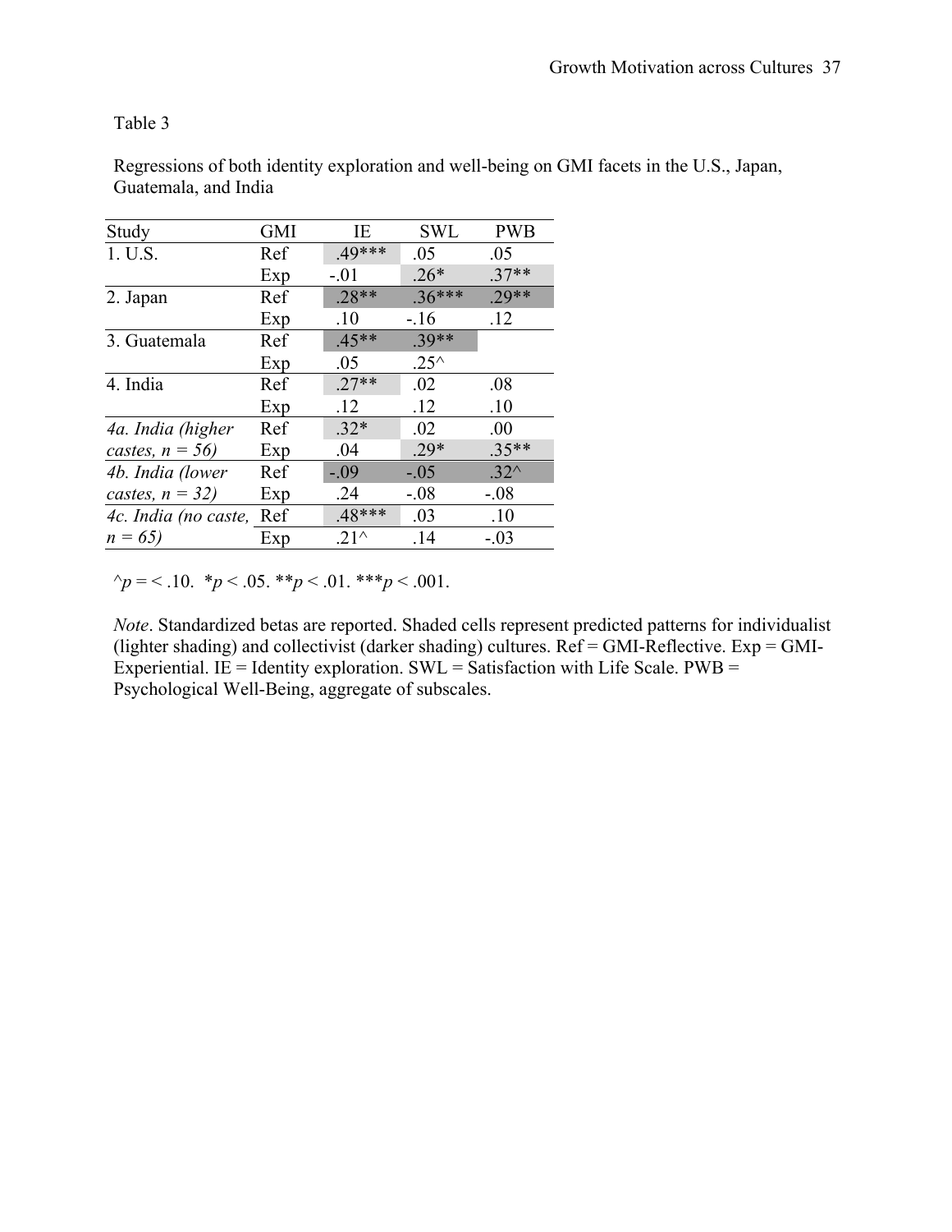Table 3

Regressions of both identity exploration and well-being on GMI facets in the U.S., Japan, Guatemala, and India

| Study | GMI | IE | SWL | PWB |
|---|---|---|---|---|
| 1. U.S. | Ref | .49*** | .05 | .05 |
| | Exp | -.01 | .26* | .37** |
| 2. Japan | Ref | .28** | .36*** | .29** |
| | Exp | .10 | -.16 | .12 |
| 3. Guatemala | Ref | .45** | .39** | |
| | Exp | .05 | .25^ | |
| 4. India | Ref | .27** | .02 | .08 |
| | Exp | .12 | .12 | .10 |
| *4a. India (higher castes, n = 56)* | Ref | .32* | .02 | .00 |
| | Exp | .04 | .29* | .35** |
| *4b. India (lower castes, n = 32)* | Ref | -.09 | -.05 | .32^ |
| | Exp | .24 | -.08 | -.08 |
| *4c. India (no caste, n = 65)* | Ref | .48*** | .03 | .10 |
| | Exp | .21^ | .14 | -.03 |

^$p$ = < .10. *$p$ < .05. **$p$ < .01. ***$p$ < .001.

*Note*. Standardized betas are reported. Shaded cells represent predicted patterns for individualist (lighter shading) and collectivist (darker shading) cultures. Ref = GMI-Reflective. Exp = GMI-Experiential. IE = Identity exploration. SWL = Satisfaction with Life Scale. PWB = Psychological Well-Being, aggregate of subscales.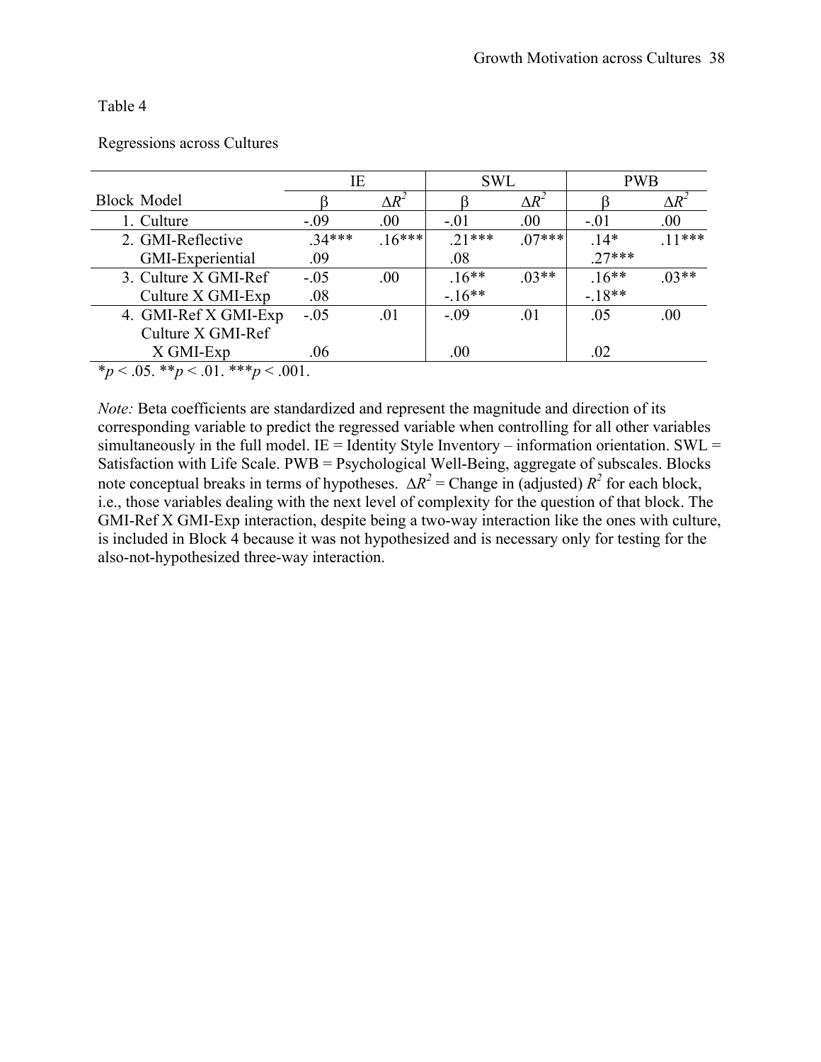Table 4

Regressions across Cultures

| Block Model | IE | | SWL | | PWB | |
|---|---|---|---|---|---|---|
| | β | $\Delta R^2$ | β | $\Delta R^2$ | β | $\Delta R^2$ |
| 1. Culture | -.09 | .00 | -.01 | .00 | -.01 | .00 |
| 2. GMI-Reflective | .34*** | .16*** | .21*** | .07*** | .14* | .11*** |
| GMI-Experiential | .09 | | .08 | | .27*** | |
| 3. Culture X GMI-Ref | -.05 | .00 | .16** | .03** | .16** | .03** |
| Culture X GMI-Exp | .08 | | -.16** | | -.18** | |
| 4. GMI-Ref X GMI-Exp | -.05 | .01 | -.09 | .01 | .05 | .00 |
| Culture X GMI-Ref X GMI-Exp | .06 | | .00 | | .02 | |

*$p < .05$. **$p < .01$. ***$p < .001$.

*Note:* Beta coefficients are standardized and represent the magnitude and direction of its corresponding variable to predict the regressed variable when controlling for all other variables simultaneously in the full model. IE = Identity Style Inventory – information orientation. SWL = Satisfaction with Life Scale. PWB = Psychological Well-Being, aggregate of subscales. Blocks note conceptual breaks in terms of hypotheses. $\Delta R^2$ = Change in (adjusted) $R^2$ for each block, i.e., those variables dealing with the next level of complexity for the question of that block. The GMI-Ref X GMI-Exp interaction, despite being a two-way interaction like the ones with culture, is included in Block 4 because it was not hypothesized and is necessary only for testing for the also-not-hypothesized three-way interaction.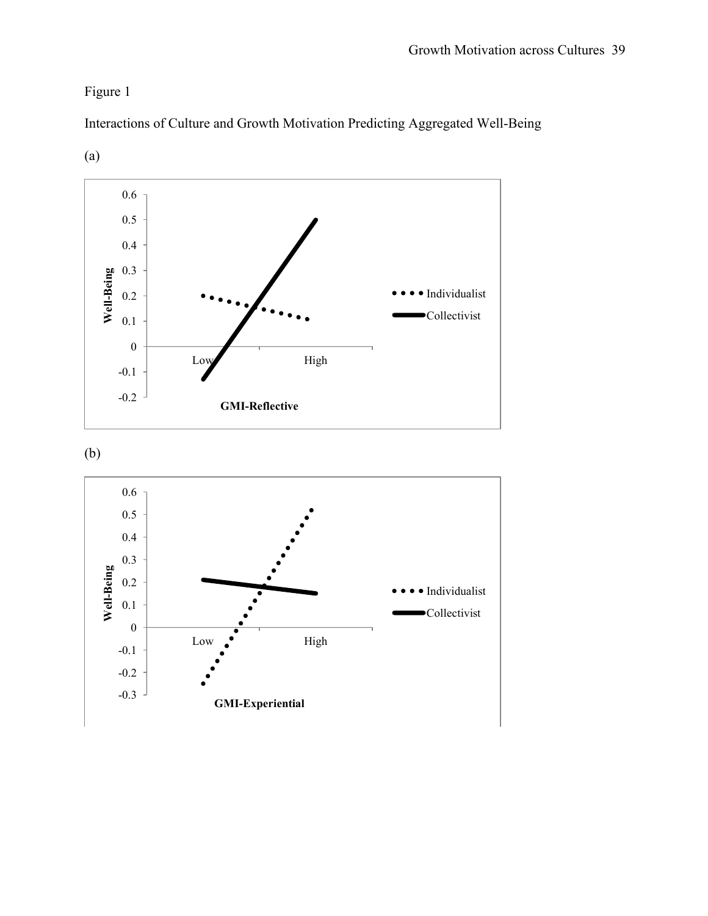Figure 1

Interactions of Culture and Growth Motivation Predicting Aggregated Well-Being

(a)

(b)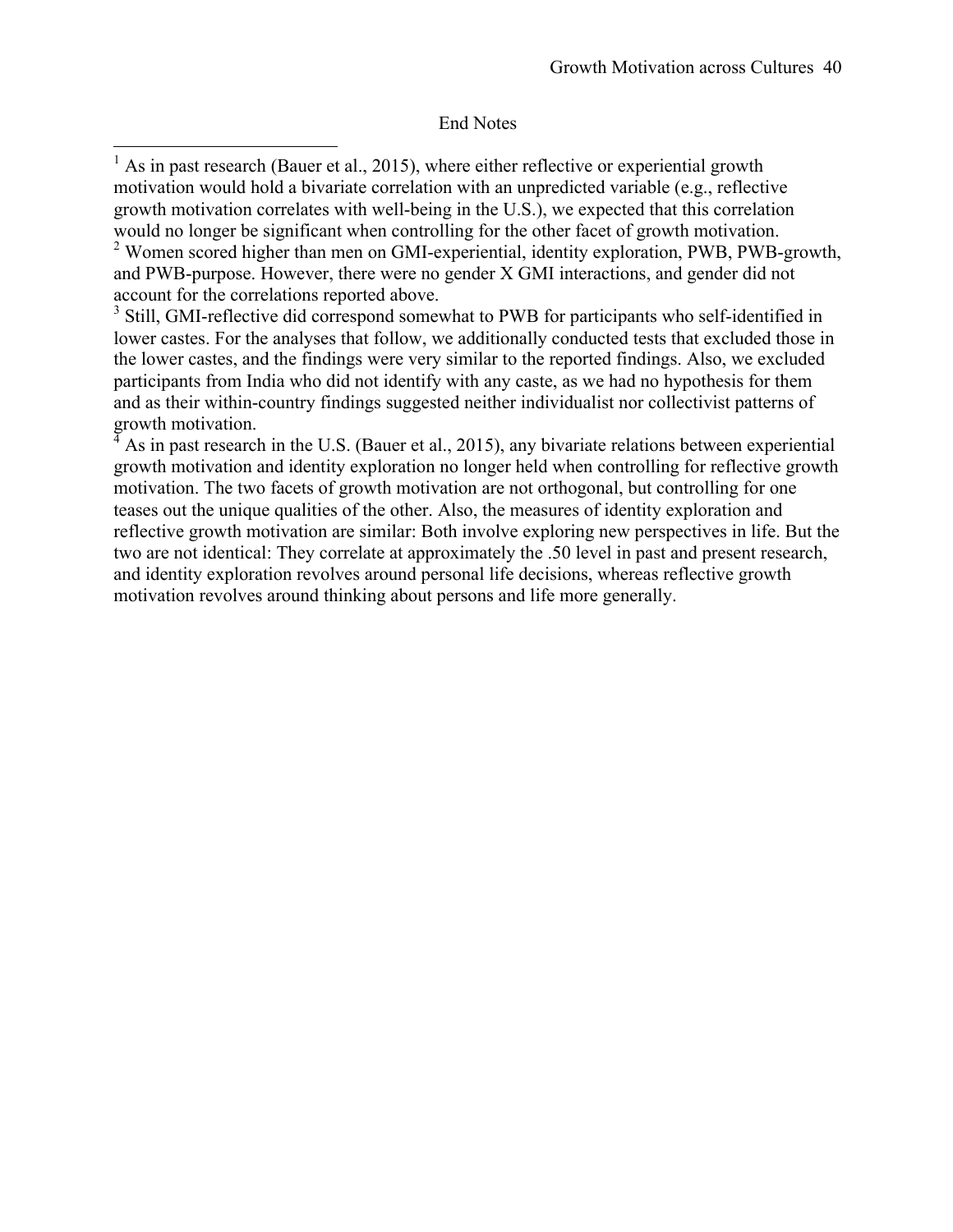## End Notes

[1] As in past research (Bauer et al., 2015), where either reflective or experiential growth motivation would hold a bivariate correlation with an unpredicted variable (e.g., reflective growth motivation correlates with well-being in the U.S.), we expected that this correlation would no longer be significant when controlling for the other facet of growth motivation.

[2] Women scored higher than men on GMI-experiential, identity exploration, PWB, PWB-growth, and PWB-purpose. However, there were no gender X GMI interactions, and gender did not account for the correlations reported above.

[3] Still, GMI-reflective did correspond somewhat to PWB for participants who self-identified in lower castes. For the analyses that follow, we additionally conducted tests that excluded those in the lower castes, and the findings were very similar to the reported findings. Also, we excluded participants from India who did not identify with any caste, as we had no hypothesis for them and as their within-country findings suggested neither individualist nor collectivist patterns of growth motivation.

[4] As in past research in the U.S. (Bauer et al., 2015), any bivariate relations between experiential growth motivation and identity exploration no longer held when controlling for reflective growth motivation. The two facets of growth motivation are not orthogonal, but controlling for one teases out the unique qualities of the other. Also, the measures of identity exploration and reflective growth motivation are similar: Both involve exploring new perspectives in life. But the two are not identical: They correlate at approximately the .50 level in past and present research, and identity exploration revolves around personal life decisions, whereas reflective growth motivation revolves around thinking about persons and life more generally.